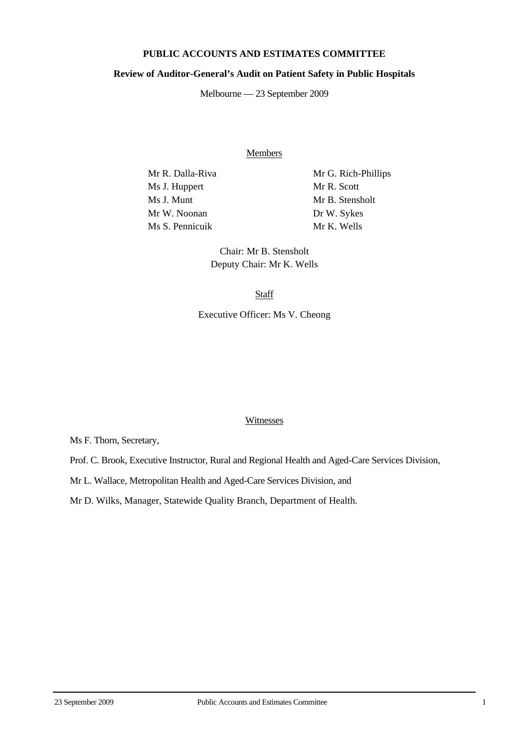**PUBLIC ACCOUNTS AND ESTIMATES COMMITTEE**

**Review of Auditor-General's Audit on Patient Safety in Public Hospitals**

Melbourne — 23 September 2009

Members

Mr R. Dalla-Riva
Ms J. Huppert
Ms J. Munt
Mr W. Noonan
Ms S. Pennicuik
Mr G. Rich-Phillips
Mr R. Scott
Mr B. Stensholt
Dr W. Sykes
Mr K. Wells

Chair: Mr B. Stensholt
Deputy Chair: Mr K. Wells

Staff

Executive Officer: Ms V. Cheong

Witnesses

Ms F. Thorn, Secretary,

Prof. C. Brook, Executive Instructor, Rural and Regional Health and Aged-Care Services Division,

Mr L. Wallace, Metropolitan Health and Aged-Care Services Division, and

Mr D. Wilks, Manager, Statewide Quality Branch, Department of Health.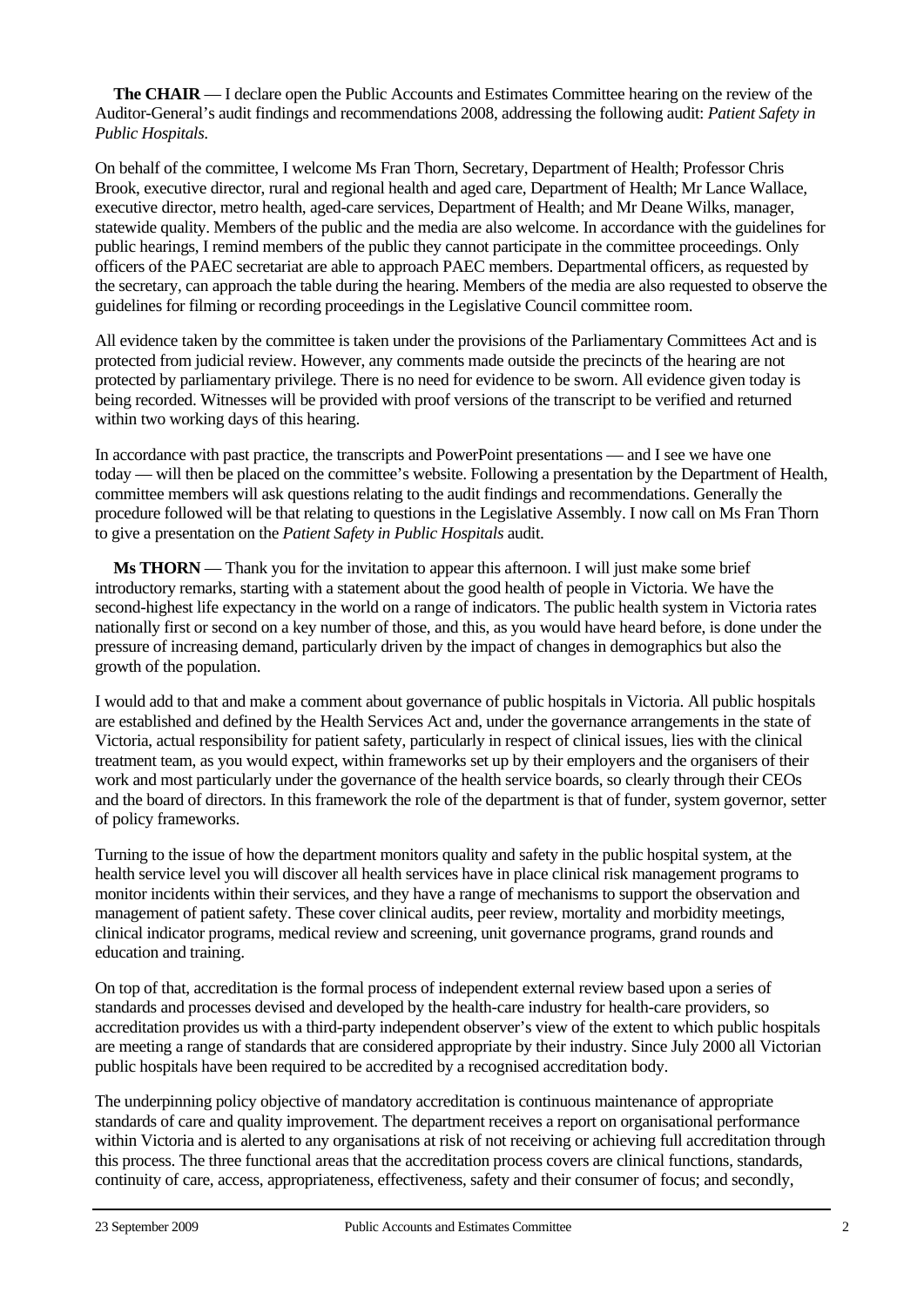**The CHAIR** — I declare open the Public Accounts and Estimates Committee hearing on the review of the Auditor-General's audit findings and recommendations 2008, addressing the following audit: *Patient Safety in Public Hospitals*.

On behalf of the committee, I welcome Ms Fran Thorn, Secretary, Department of Health; Professor Chris Brook, executive director, rural and regional health and aged care, Department of Health; Mr Lance Wallace, executive director, metro health, aged-care services, Department of Health; and Mr Deane Wilks, manager, statewide quality. Members of the public and the media are also welcome. In accordance with the guidelines for public hearings, I remind members of the public they cannot participate in the committee proceedings. Only officers of the PAEC secretariat are able to approach PAEC members. Departmental officers, as requested by the secretary, can approach the table during the hearing. Members of the media are also requested to observe the guidelines for filming or recording proceedings in the Legislative Council committee room.

All evidence taken by the committee is taken under the provisions of the Parliamentary Committees Act and is protected from judicial review. However, any comments made outside the precincts of the hearing are not protected by parliamentary privilege. There is no need for evidence to be sworn. All evidence given today is being recorded. Witnesses will be provided with proof versions of the transcript to be verified and returned within two working days of this hearing.

In accordance with past practice, the transcripts and PowerPoint presentations — and I see we have one today — will then be placed on the committee's website. Following a presentation by the Department of Health, committee members will ask questions relating to the audit findings and recommendations. Generally the procedure followed will be that relating to questions in the Legislative Assembly. I now call on Ms Fran Thorn to give a presentation on the *Patient Safety in Public Hospitals* audit.

**Ms THORN** — Thank you for the invitation to appear this afternoon. I will just make some brief introductory remarks, starting with a statement about the good health of people in Victoria. We have the second-highest life expectancy in the world on a range of indicators. The public health system in Victoria rates nationally first or second on a key number of those, and this, as you would have heard before, is done under the pressure of increasing demand, particularly driven by the impact of changes in demographics but also the growth of the population.

I would add to that and make a comment about governance of public hospitals in Victoria. All public hospitals are established and defined by the Health Services Act and, under the governance arrangements in the state of Victoria, actual responsibility for patient safety, particularly in respect of clinical issues, lies with the clinical treatment team, as you would expect, within frameworks set up by their employers and the organisers of their work and most particularly under the governance of the health service boards, so clearly through their CEOs and the board of directors. In this framework the role of the department is that of funder, system governor, setter of policy frameworks.

Turning to the issue of how the department monitors quality and safety in the public hospital system, at the health service level you will discover all health services have in place clinical risk management programs to monitor incidents within their services, and they have a range of mechanisms to support the observation and management of patient safety. These cover clinical audits, peer review, mortality and morbidity meetings, clinical indicator programs, medical review and screening, unit governance programs, grand rounds and education and training.

On top of that, accreditation is the formal process of independent external review based upon a series of standards and processes devised and developed by the health-care industry for health-care providers, so accreditation provides us with a third-party independent observer's view of the extent to which public hospitals are meeting a range of standards that are considered appropriate by their industry. Since July 2000 all Victorian public hospitals have been required to be accredited by a recognised accreditation body.

The underpinning policy objective of mandatory accreditation is continuous maintenance of appropriate standards of care and quality improvement. The department receives a report on organisational performance within Victoria and is alerted to any organisations at risk of not receiving or achieving full accreditation through this process. The three functional areas that the accreditation process covers are clinical functions, standards, continuity of care, access, appropriateness, effectiveness, safety and their consumer of focus; and secondly,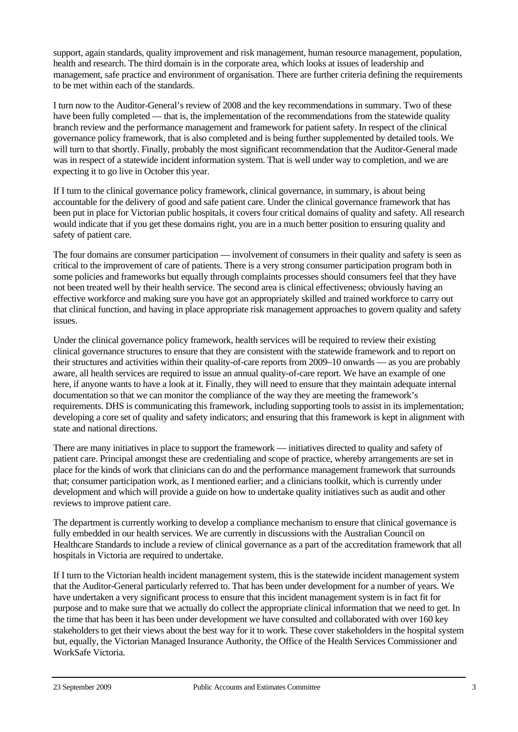support, again standards, quality improvement and risk management, human resource management, population, health and research. The third domain is in the corporate area, which looks at issues of leadership and management, safe practice and environment of organisation. There are further criteria defining the requirements to be met within each of the standards.

I turn now to the Auditor-General's review of 2008 and the key recommendations in summary. Two of these have been fully completed — that is, the implementation of the recommendations from the statewide quality branch review and the performance management and framework for patient safety. In respect of the clinical governance policy framework, that is also completed and is being further supplemented by detailed tools. We will turn to that shortly. Finally, probably the most significant recommendation that the Auditor-General made was in respect of a statewide incident information system. That is well under way to completion, and we are expecting it to go live in October this year.

If I turn to the clinical governance policy framework, clinical governance, in summary, is about being accountable for the delivery of good and safe patient care. Under the clinical governance framework that has been put in place for Victorian public hospitals, it covers four critical domains of quality and safety. All research would indicate that if you get these domains right, you are in a much better position to ensuring quality and safety of patient care.

The four domains are consumer participation — involvement of consumers in their quality and safety is seen as critical to the improvement of care of patients. There is a very strong consumer participation program both in some policies and frameworks but equally through complaints processes should consumers feel that they have not been treated well by their health service. The second area is clinical effectiveness; obviously having an effective workforce and making sure you have got an appropriately skilled and trained workforce to carry out that clinical function, and having in place appropriate risk management approaches to govern quality and safety issues.

Under the clinical governance policy framework, health services will be required to review their existing clinical governance structures to ensure that they are consistent with the statewide framework and to report on their structures and activities within their quality-of-care reports from 2009–10 onwards — as you are probably aware, all health services are required to issue an annual quality-of-care report. We have an example of one here, if anyone wants to have a look at it. Finally, they will need to ensure that they maintain adequate internal documentation so that we can monitor the compliance of the way they are meeting the framework's requirements. DHS is communicating this framework, including supporting tools to assist in its implementation; developing a core set of quality and safety indicators; and ensuring that this framework is kept in alignment with state and national directions.

There are many initiatives in place to support the framework — initiatives directed to quality and safety of patient care. Principal amongst these are credentialing and scope of practice, whereby arrangements are set in place for the kinds of work that clinicians can do and the performance management framework that surrounds that; consumer participation work, as I mentioned earlier; and a clinicians toolkit, which is currently under development and which will provide a guide on how to undertake quality initiatives such as audit and other reviews to improve patient care.

The department is currently working to develop a compliance mechanism to ensure that clinical governance is fully embedded in our health services. We are currently in discussions with the Australian Council on Healthcare Standards to include a review of clinical governance as a part of the accreditation framework that all hospitals in Victoria are required to undertake.

If I turn to the Victorian health incident management system, this is the statewide incident management system that the Auditor-General particularly referred to. That has been under development for a number of years. We have undertaken a very significant process to ensure that this incident management system is in fact fit for purpose and to make sure that we actually do collect the appropriate clinical information that we need to get. In the time that has been it has been under development we have consulted and collaborated with over 160 key stakeholders to get their views about the best way for it to work. These cover stakeholders in the hospital system but, equally, the Victorian Managed Insurance Authority, the Office of the Health Services Commissioner and WorkSafe Victoria.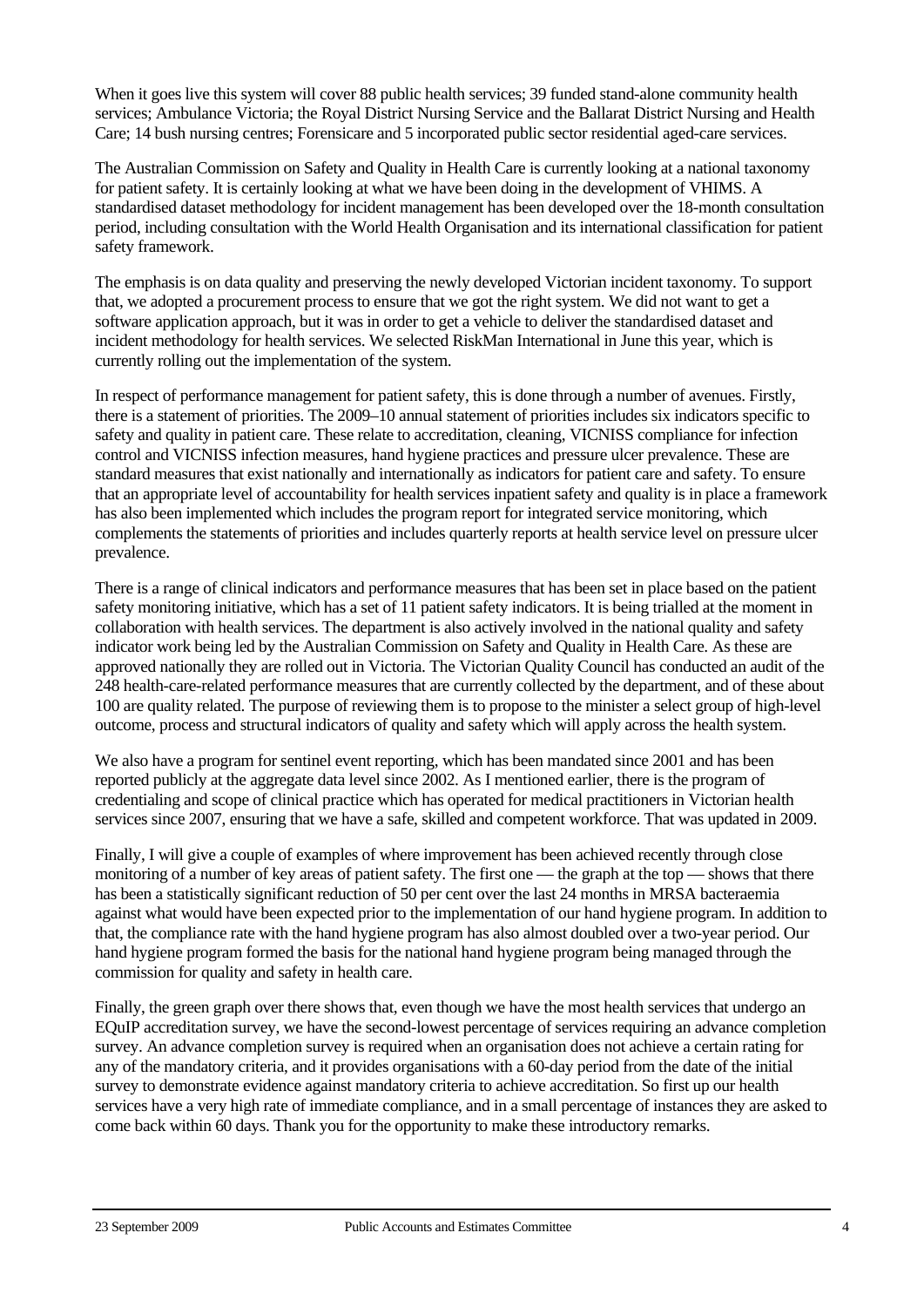When it goes live this system will cover 88 public health services; 39 funded stand-alone community health services; Ambulance Victoria; the Royal District Nursing Service and the Ballarat District Nursing and Health Care; 14 bush nursing centres; Forensicare and 5 incorporated public sector residential aged-care services.

The Australian Commission on Safety and Quality in Health Care is currently looking at a national taxonomy for patient safety. It is certainly looking at what we have been doing in the development of VHIMS. A standardised dataset methodology for incident management has been developed over the 18-month consultation period, including consultation with the World Health Organisation and its international classification for patient safety framework.

The emphasis is on data quality and preserving the newly developed Victorian incident taxonomy. To support that, we adopted a procurement process to ensure that we got the right system. We did not want to get a software application approach, but it was in order to get a vehicle to deliver the standardised dataset and incident methodology for health services. We selected RiskMan International in June this year, which is currently rolling out the implementation of the system.

In respect of performance management for patient safety, this is done through a number of avenues. Firstly, there is a statement of priorities. The 2009–10 annual statement of priorities includes six indicators specific to safety and quality in patient care. These relate to accreditation, cleaning, VICNISS compliance for infection control and VICNISS infection measures, hand hygiene practices and pressure ulcer prevalence. These are standard measures that exist nationally and internationally as indicators for patient care and safety. To ensure that an appropriate level of accountability for health services inpatient safety and quality is in place a framework has also been implemented which includes the program report for integrated service monitoring, which complements the statements of priorities and includes quarterly reports at health service level on pressure ulcer prevalence.

There is a range of clinical indicators and performance measures that has been set in place based on the patient safety monitoring initiative, which has a set of 11 patient safety indicators. It is being trialled at the moment in collaboration with health services. The department is also actively involved in the national quality and safety indicator work being led by the Australian Commission on Safety and Quality in Health Care. As these are approved nationally they are rolled out in Victoria. The Victorian Quality Council has conducted an audit of the 248 health-care-related performance measures that are currently collected by the department, and of these about 100 are quality related. The purpose of reviewing them is to propose to the minister a select group of high-level outcome, process and structural indicators of quality and safety which will apply across the health system.

We also have a program for sentinel event reporting, which has been mandated since 2001 and has been reported publicly at the aggregate data level since 2002. As I mentioned earlier, there is the program of credentialing and scope of clinical practice which has operated for medical practitioners in Victorian health services since 2007, ensuring that we have a safe, skilled and competent workforce. That was updated in 2009.

Finally, I will give a couple of examples of where improvement has been achieved recently through close monitoring of a number of key areas of patient safety. The first one — the graph at the top — shows that there has been a statistically significant reduction of 50 per cent over the last 24 months in MRSA bacteraemia against what would have been expected prior to the implementation of our hand hygiene program. In addition to that, the compliance rate with the hand hygiene program has also almost doubled over a two-year period. Our hand hygiene program formed the basis for the national hand hygiene program being managed through the commission for quality and safety in health care.

Finally, the green graph over there shows that, even though we have the most health services that undergo an EQuIP accreditation survey, we have the second-lowest percentage of services requiring an advance completion survey. An advance completion survey is required when an organisation does not achieve a certain rating for any of the mandatory criteria, and it provides organisations with a 60-day period from the date of the initial survey to demonstrate evidence against mandatory criteria to achieve accreditation. So first up our health services have a very high rate of immediate compliance, and in a small percentage of instances they are asked to come back within 60 days. Thank you for the opportunity to make these introductory remarks.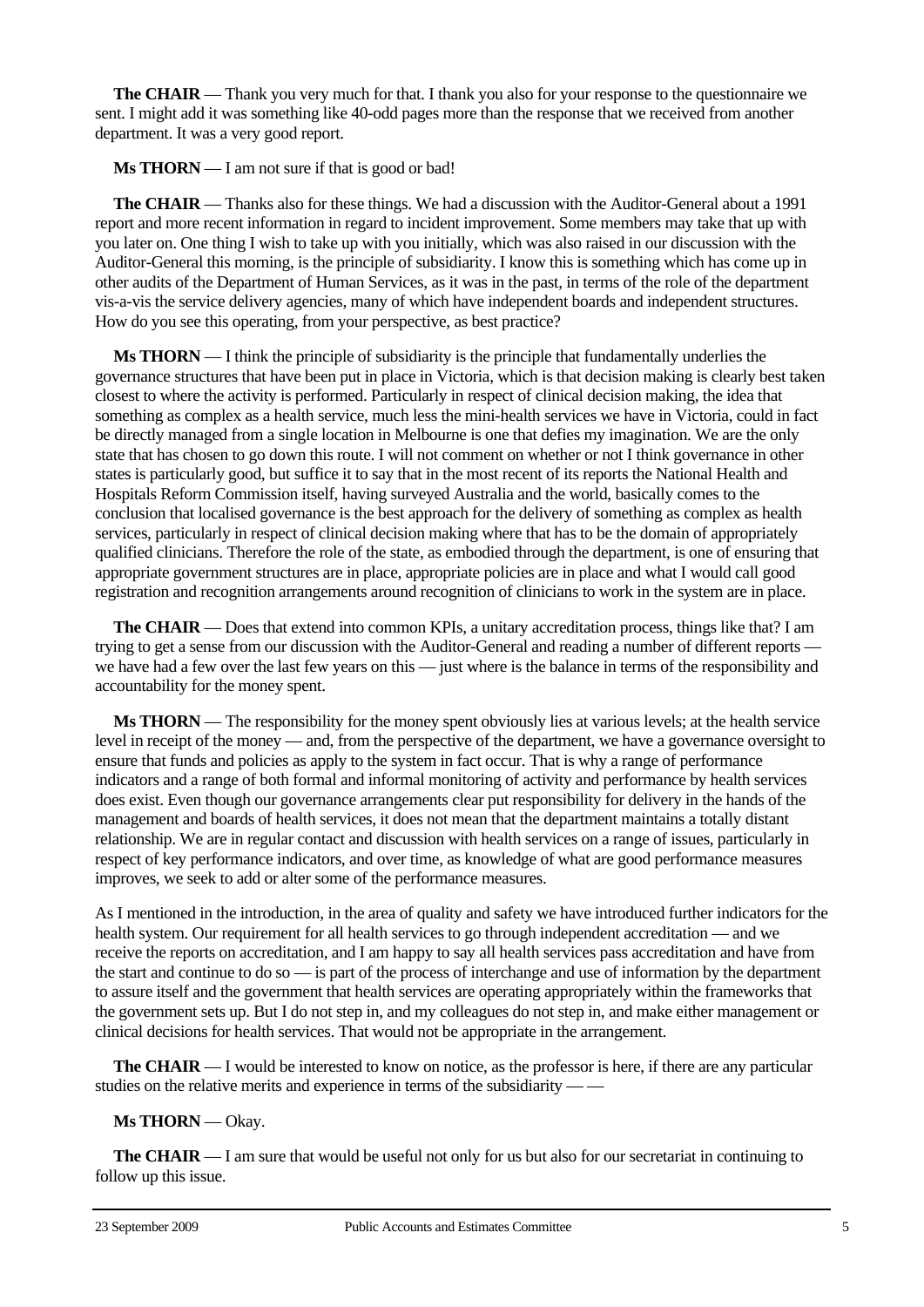**The CHAIR** — Thank you very much for that. I thank you also for your response to the questionnaire we sent. I might add it was something like 40-odd pages more than the response that we received from another department. It was a very good report.

**Ms THORN** — I am not sure if that is good or bad!

**The CHAIR** — Thanks also for these things. We had a discussion with the Auditor-General about a 1991 report and more recent information in regard to incident improvement. Some members may take that up with you later on. One thing I wish to take up with you initially, which was also raised in our discussion with the Auditor-General this morning, is the principle of subsidiarity. I know this is something which has come up in other audits of the Department of Human Services, as it was in the past, in terms of the role of the department vis-a-vis the service delivery agencies, many of which have independent boards and independent structures. How do you see this operating, from your perspective, as best practice?

**Ms THORN** — I think the principle of subsidiarity is the principle that fundamentally underlies the governance structures that have been put in place in Victoria, which is that decision making is clearly best taken closest to where the activity is performed. Particularly in respect of clinical decision making, the idea that something as complex as a health service, much less the mini-health services we have in Victoria, could in fact be directly managed from a single location in Melbourne is one that defies my imagination. We are the only state that has chosen to go down this route. I will not comment on whether or not I think governance in other states is particularly good, but suffice it to say that in the most recent of its reports the National Health and Hospitals Reform Commission itself, having surveyed Australia and the world, basically comes to the conclusion that localised governance is the best approach for the delivery of something as complex as health services, particularly in respect of clinical decision making where that has to be the domain of appropriately qualified clinicians. Therefore the role of the state, as embodied through the department, is one of ensuring that appropriate government structures are in place, appropriate policies are in place and what I would call good registration and recognition arrangements around recognition of clinicians to work in the system are in place.

**The CHAIR** — Does that extend into common KPIs, a unitary accreditation process, things like that? I am trying to get a sense from our discussion with the Auditor-General and reading a number of different reports — we have had a few over the last few years on this — just where is the balance in terms of the responsibility and accountability for the money spent.

**Ms THORN** — The responsibility for the money spent obviously lies at various levels; at the health service level in receipt of the money — and, from the perspective of the department, we have a governance oversight to ensure that funds and policies as apply to the system in fact occur. That is why a range of performance indicators and a range of both formal and informal monitoring of activity and performance by health services does exist. Even though our governance arrangements clear put responsibility for delivery in the hands of the management and boards of health services, it does not mean that the department maintains a totally distant relationship. We are in regular contact and discussion with health services on a range of issues, particularly in respect of key performance indicators, and over time, as knowledge of what are good performance measures improves, we seek to add or alter some of the performance measures.

As I mentioned in the introduction, in the area of quality and safety we have introduced further indicators for the health system. Our requirement for all health services to go through independent accreditation — and we receive the reports on accreditation, and I am happy to say all health services pass accreditation and have from the start and continue to do so — is part of the process of interchange and use of information by the department to assure itself and the government that health services are operating appropriately within the frameworks that the government sets up. But I do not step in, and my colleagues do not step in, and make either management or clinical decisions for health services. That would not be appropriate in the arrangement.

**The CHAIR** — I would be interested to know on notice, as the professor is here, if there are any particular studies on the relative merits and experience in terms of the subsidiarity — —

**Ms THORN** — Okay.

**The CHAIR** — I am sure that would be useful not only for us but also for our secretariat in continuing to follow up this issue.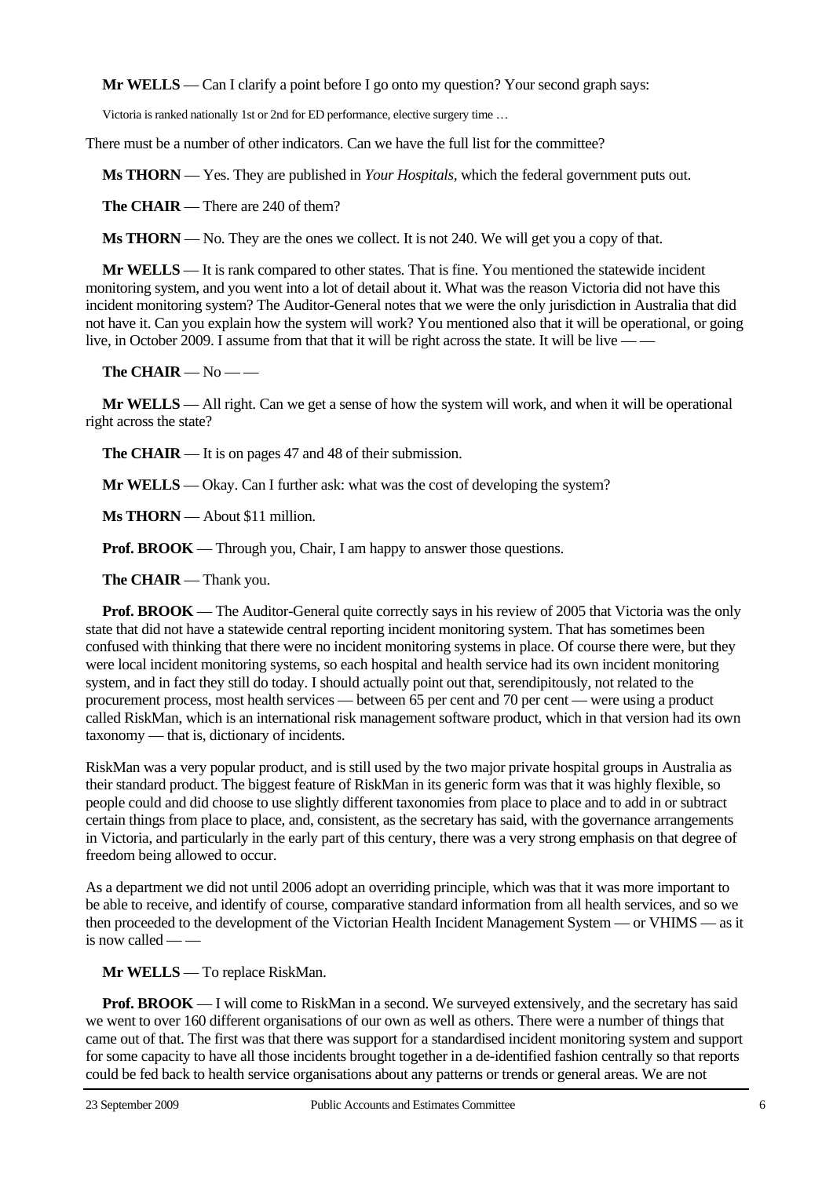**Mr WELLS** — Can I clarify a point before I go onto my question? Your second graph says:

Victoria is ranked nationally 1st or 2nd for ED performance, elective surgery time …

There must be a number of other indicators. Can we have the full list for the committee?

**Ms THORN** — Yes. They are published in *Your Hospitals*, which the federal government puts out.

**The CHAIR** — There are 240 of them?

**Ms THORN** — No. They are the ones we collect. It is not 240. We will get you a copy of that.

**Mr WELLS** — It is rank compared to other states. That is fine. You mentioned the statewide incident monitoring system, and you went into a lot of detail about it. What was the reason Victoria did not have this incident monitoring system? The Auditor-General notes that we were the only jurisdiction in Australia that did not have it. Can you explain how the system will work? You mentioned also that it will be operational, or going live, in October 2009. I assume from that that it will be right across the state. It will be live — —

**The CHAIR** — No — —

**Mr WELLS** — All right. Can we get a sense of how the system will work, and when it will be operational right across the state?

**The CHAIR** — It is on pages 47 and 48 of their submission.

**Mr WELLS** — Okay. Can I further ask: what was the cost of developing the system?

**Ms THORN** — About $11 million.

**Prof. BROOK** — Through you, Chair, I am happy to answer those questions.

**The CHAIR** — Thank you.

**Prof. BROOK** — The Auditor-General quite correctly says in his review of 2005 that Victoria was the only state that did not have a statewide central reporting incident monitoring system. That has sometimes been confused with thinking that there were no incident monitoring systems in place. Of course there were, but they were local incident monitoring systems, so each hospital and health service had its own incident monitoring system, and in fact they still do today. I should actually point out that, serendipitously, not related to the procurement process, most health services — between 65 per cent and 70 per cent — were using a product called RiskMan, which is an international risk management software product, which in that version had its own taxonomy — that is, dictionary of incidents.

RiskMan was a very popular product, and is still used by the two major private hospital groups in Australia as their standard product. The biggest feature of RiskMan in its generic form was that it was highly flexible, so people could and did choose to use slightly different taxonomies from place to place and to add in or subtract certain things from place to place, and, consistent, as the secretary has said, with the governance arrangements in Victoria, and particularly in the early part of this century, there was a very strong emphasis on that degree of freedom being allowed to occur.

As a department we did not until 2006 adopt an overriding principle, which was that it was more important to be able to receive, and identify of course, comparative standard information from all health services, and so we then proceeded to the development of the Victorian Health Incident Management System — or VHIMS — as it is now called — —

**Mr WELLS** — To replace RiskMan.

**Prof. BROOK** — I will come to RiskMan in a second. We surveyed extensively, and the secretary has said we went to over 160 different organisations of our own as well as others. There were a number of things that came out of that. The first was that there was support for a standardised incident monitoring system and support for some capacity to have all those incidents brought together in a de-identified fashion centrally so that reports could be fed back to health service organisations about any patterns or trends or general areas. We are not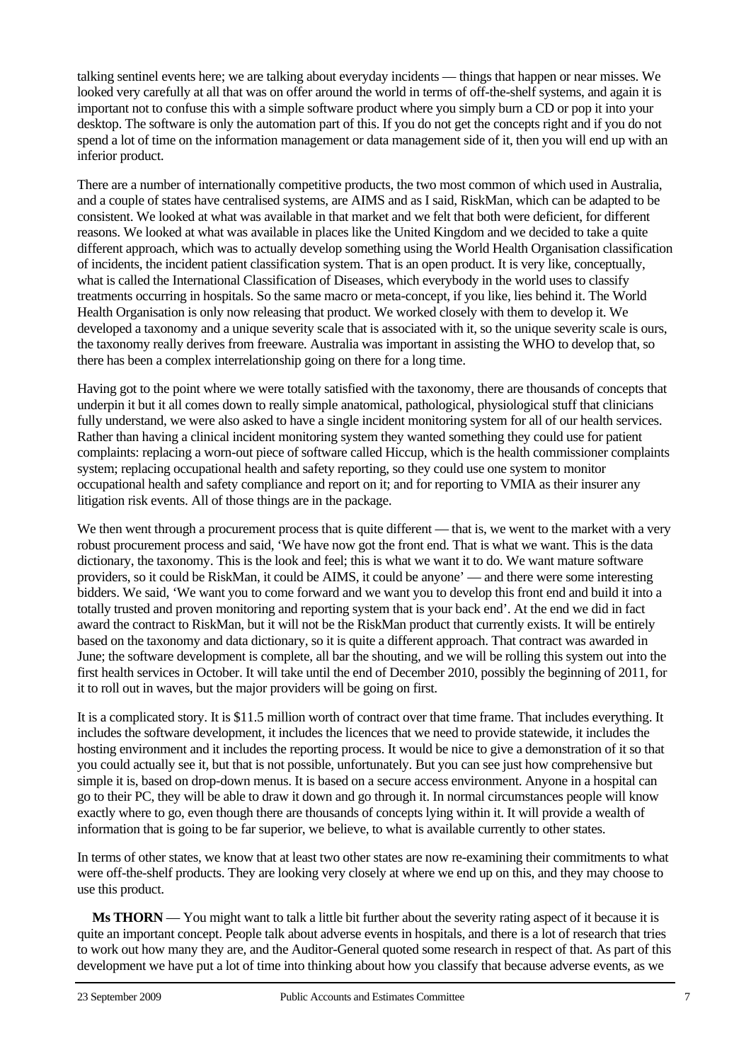talking sentinel events here; we are talking about everyday incidents — things that happen or near misses. We looked very carefully at all that was on offer around the world in terms of off-the-shelf systems, and again it is important not to confuse this with a simple software product where you simply burn a CD or pop it into your desktop. The software is only the automation part of this. If you do not get the concepts right and if you do not spend a lot of time on the information management or data management side of it, then you will end up with an inferior product.

There are a number of internationally competitive products, the two most common of which used in Australia, and a couple of states have centralised systems, are AIMS and as I said, RiskMan, which can be adapted to be consistent. We looked at what was available in that market and we felt that both were deficient, for different reasons. We looked at what was available in places like the United Kingdom and we decided to take a quite different approach, which was to actually develop something using the World Health Organisation classification of incidents, the incident patient classification system. That is an open product. It is very like, conceptually, what is called the International Classification of Diseases, which everybody in the world uses to classify treatments occurring in hospitals. So the same macro or meta-concept, if you like, lies behind it. The World Health Organisation is only now releasing that product. We worked closely with them to develop it. We developed a taxonomy and a unique severity scale that is associated with it, so the unique severity scale is ours, the taxonomy really derives from freeware. Australia was important in assisting the WHO to develop that, so there has been a complex interrelationship going on there for a long time.

Having got to the point where we were totally satisfied with the taxonomy, there are thousands of concepts that underpin it but it all comes down to really simple anatomical, pathological, physiological stuff that clinicians fully understand, we were also asked to have a single incident monitoring system for all of our health services. Rather than having a clinical incident monitoring system they wanted something they could use for patient complaints: replacing a worn-out piece of software called Hiccup, which is the health commissioner complaints system; replacing occupational health and safety reporting, so they could use one system to monitor occupational health and safety compliance and report on it; and for reporting to VMIA as their insurer any litigation risk events. All of those things are in the package.

We then went through a procurement process that is quite different — that is, we went to the market with a very robust procurement process and said, 'We have now got the front end. That is what we want. This is the data dictionary, the taxonomy. This is the look and feel; this is what we want it to do. We want mature software providers, so it could be RiskMan, it could be AIMS, it could be anyone' — and there were some interesting bidders. We said, 'We want you to come forward and we want you to develop this front end and build it into a totally trusted and proven monitoring and reporting system that is your back end'. At the end we did in fact award the contract to RiskMan, but it will not be the RiskMan product that currently exists. It will be entirely based on the taxonomy and data dictionary, so it is quite a different approach. That contract was awarded in June; the software development is complete, all bar the shouting, and we will be rolling this system out into the first health services in October. It will take until the end of December 2010, possibly the beginning of 2011, for it to roll out in waves, but the major providers will be going on first.

It is a complicated story. It is $11.5 million worth of contract over that time frame. That includes everything. It includes the software development, it includes the licences that we need to provide statewide, it includes the hosting environment and it includes the reporting process. It would be nice to give a demonstration of it so that you could actually see it, but that is not possible, unfortunately. But you can see just how comprehensive but simple it is, based on drop-down menus. It is based on a secure access environment. Anyone in a hospital can go to their PC, they will be able to draw it down and go through it. In normal circumstances people will know exactly where to go, even though there are thousands of concepts lying within it. It will provide a wealth of information that is going to be far superior, we believe, to what is available currently to other states.

In terms of other states, we know that at least two other states are now re-examining their commitments to what were off-the-shelf products. They are looking very closely at where we end up on this, and they may choose to use this product.

**Ms THORN** — You might want to talk a little bit further about the severity rating aspect of it because it is quite an important concept. People talk about adverse events in hospitals, and there is a lot of research that tries to work out how many they are, and the Auditor-General quoted some research in respect of that. As part of this development we have put a lot of time into thinking about how you classify that because adverse events, as we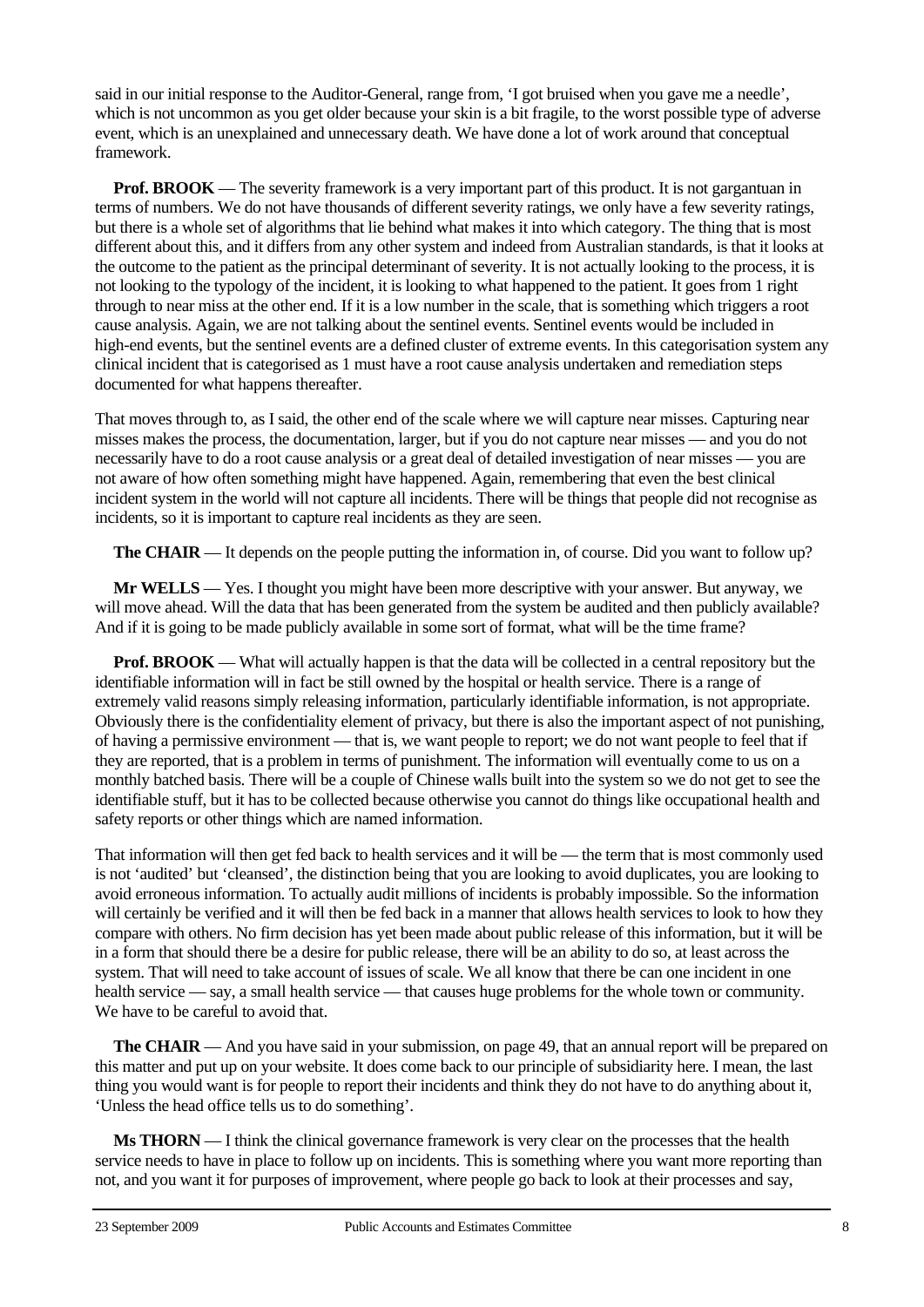said in our initial response to the Auditor-General, range from, 'I got bruised when you gave me a needle', which is not uncommon as you get older because your skin is a bit fragile, to the worst possible type of adverse event, which is an unexplained and unnecessary death. We have done a lot of work around that conceptual framework.

**Prof. BROOK** — The severity framework is a very important part of this product. It is not gargantuan in terms of numbers. We do not have thousands of different severity ratings, we only have a few severity ratings, but there is a whole set of algorithms that lie behind what makes it into which category. The thing that is most different about this, and it differs from any other system and indeed from Australian standards, is that it looks at the outcome to the patient as the principal determinant of severity. It is not actually looking to the process, it is not looking to the typology of the incident, it is looking to what happened to the patient. It goes from 1 right through to near miss at the other end. If it is a low number in the scale, that is something which triggers a root cause analysis. Again, we are not talking about the sentinel events. Sentinel events would be included in high-end events, but the sentinel events are a defined cluster of extreme events. In this categorisation system any clinical incident that is categorised as 1 must have a root cause analysis undertaken and remediation steps documented for what happens thereafter.

That moves through to, as I said, the other end of the scale where we will capture near misses. Capturing near misses makes the process, the documentation, larger, but if you do not capture near misses — and you do not necessarily have to do a root cause analysis or a great deal of detailed investigation of near misses — you are not aware of how often something might have happened. Again, remembering that even the best clinical incident system in the world will not capture all incidents. There will be things that people did not recognise as incidents, so it is important to capture real incidents as they are seen.

**The CHAIR** — It depends on the people putting the information in, of course. Did you want to follow up?

**Mr WELLS** — Yes. I thought you might have been more descriptive with your answer. But anyway, we will move ahead. Will the data that has been generated from the system be audited and then publicly available? And if it is going to be made publicly available in some sort of format, what will be the time frame?

**Prof. BROOK** — What will actually happen is that the data will be collected in a central repository but the identifiable information will in fact be still owned by the hospital or health service. There is a range of extremely valid reasons simply releasing information, particularly identifiable information, is not appropriate. Obviously there is the confidentiality element of privacy, but there is also the important aspect of not punishing, of having a permissive environment — that is, we want people to report; we do not want people to feel that if they are reported, that is a problem in terms of punishment. The information will eventually come to us on a monthly batched basis. There will be a couple of Chinese walls built into the system so we do not get to see the identifiable stuff, but it has to be collected because otherwise you cannot do things like occupational health and safety reports or other things which are named information.

That information will then get fed back to health services and it will be — the term that is most commonly used is not 'audited' but 'cleansed', the distinction being that you are looking to avoid duplicates, you are looking to avoid erroneous information. To actually audit millions of incidents is probably impossible. So the information will certainly be verified and it will then be fed back in a manner that allows health services to look to how they compare with others. No firm decision has yet been made about public release of this information, but it will be in a form that should there be a desire for public release, there will be an ability to do so, at least across the system. That will need to take account of issues of scale. We all know that there be can one incident in one health service — say, a small health service — that causes huge problems for the whole town or community. We have to be careful to avoid that.

**The CHAIR** — And you have said in your submission, on page 49, that an annual report will be prepared on this matter and put up on your website. It does come back to our principle of subsidiarity here. I mean, the last thing you would want is for people to report their incidents and think they do not have to do anything about it, 'Unless the head office tells us to do something'.

**Ms THORN** — I think the clinical governance framework is very clear on the processes that the health service needs to have in place to follow up on incidents. This is something where you want more reporting than not, and you want it for purposes of improvement, where people go back to look at their processes and say,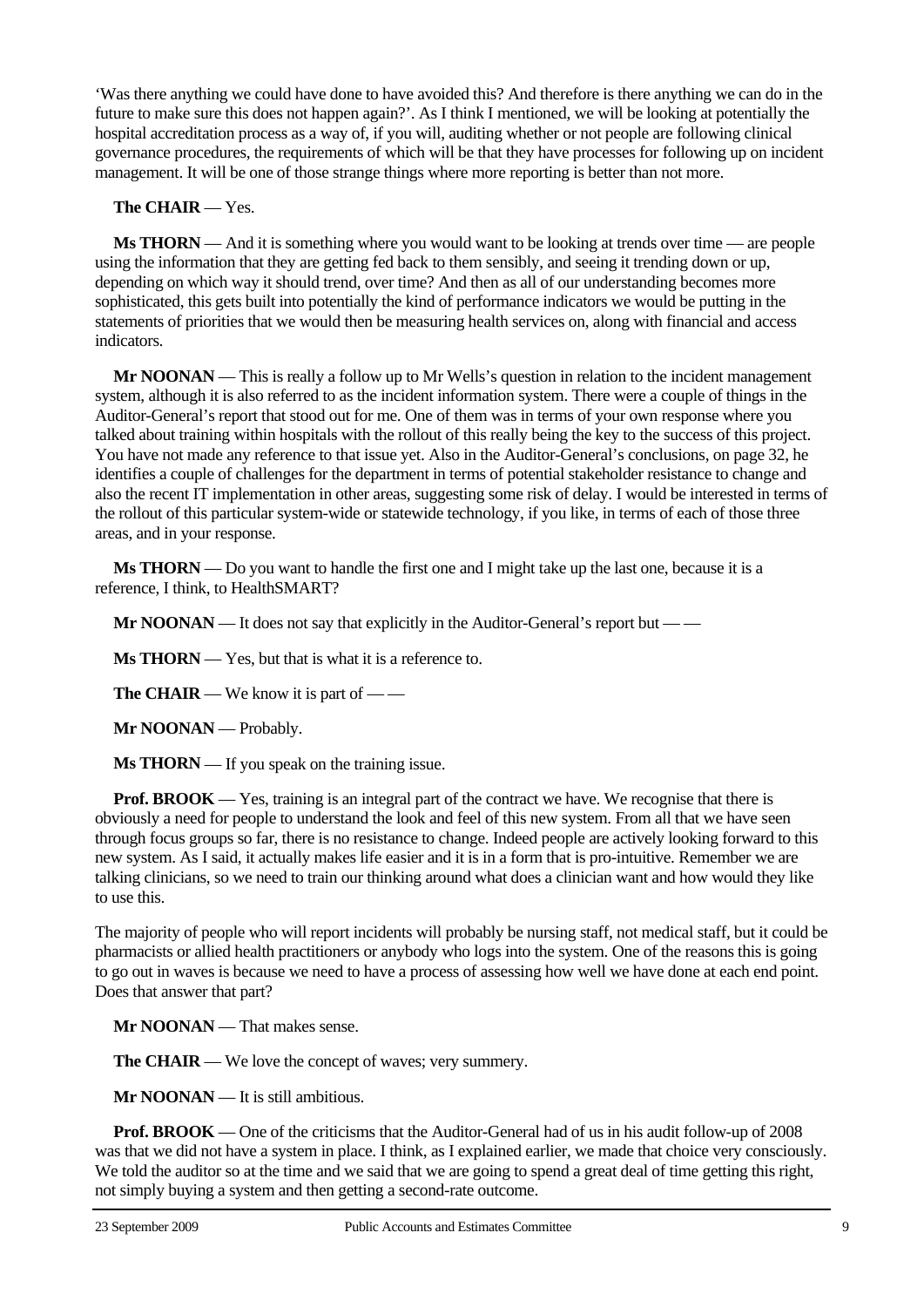'Was there anything we could have done to have avoided this? And therefore is there anything we can do in the future to make sure this does not happen again?'. As I think I mentioned, we will be looking at potentially the hospital accreditation process as a way of, if you will, auditing whether or not people are following clinical governance procedures, the requirements of which will be that they have processes for following up on incident management. It will be one of those strange things where more reporting is better than not more.

**The CHAIR** — Yes.

**Ms THORN** — And it is something where you would want to be looking at trends over time — are people using the information that they are getting fed back to them sensibly, and seeing it trending down or up, depending on which way it should trend, over time? And then as all of our understanding becomes more sophisticated, this gets built into potentially the kind of performance indicators we would be putting in the statements of priorities that we would then be measuring health services on, along with financial and access indicators.

**Mr NOONAN** — This is really a follow up to Mr Wells's question in relation to the incident management system, although it is also referred to as the incident information system. There were a couple of things in the Auditor-General's report that stood out for me. One of them was in terms of your own response where you talked about training within hospitals with the rollout of this really being the key to the success of this project. You have not made any reference to that issue yet. Also in the Auditor-General's conclusions, on page 32, he identifies a couple of challenges for the department in terms of potential stakeholder resistance to change and also the recent IT implementation in other areas, suggesting some risk of delay. I would be interested in terms of the rollout of this particular system-wide or statewide technology, if you like, in terms of each of those three areas, and in your response.

**Ms THORN** — Do you want to handle the first one and I might take up the last one, because it is a reference, I think, to HealthSMART?

**Mr NOONAN** — It does not say that explicitly in the Auditor-General's report but — —

**Ms THORN** — Yes, but that is what it is a reference to.

**The CHAIR** — We know it is part of — —

**Mr NOONAN** — Probably.

**Ms THORN** — If you speak on the training issue.

**Prof. BROOK** — Yes, training is an integral part of the contract we have. We recognise that there is obviously a need for people to understand the look and feel of this new system. From all that we have seen through focus groups so far, there is no resistance to change. Indeed people are actively looking forward to this new system. As I said, it actually makes life easier and it is in a form that is pro-intuitive. Remember we are talking clinicians, so we need to train our thinking around what does a clinician want and how would they like to use this.

The majority of people who will report incidents will probably be nursing staff, not medical staff, but it could be pharmacists or allied health practitioners or anybody who logs into the system. One of the reasons this is going to go out in waves is because we need to have a process of assessing how well we have done at each end point. Does that answer that part?

**Mr NOONAN** — That makes sense.

**The CHAIR** — We love the concept of waves; very summery.

**Mr NOONAN** — It is still ambitious.

**Prof. BROOK** — One of the criticisms that the Auditor-General had of us in his audit follow-up of 2008 was that we did not have a system in place. I think, as I explained earlier, we made that choice very consciously. We told the auditor so at the time and we said that we are going to spend a great deal of time getting this right, not simply buying a system and then getting a second-rate outcome.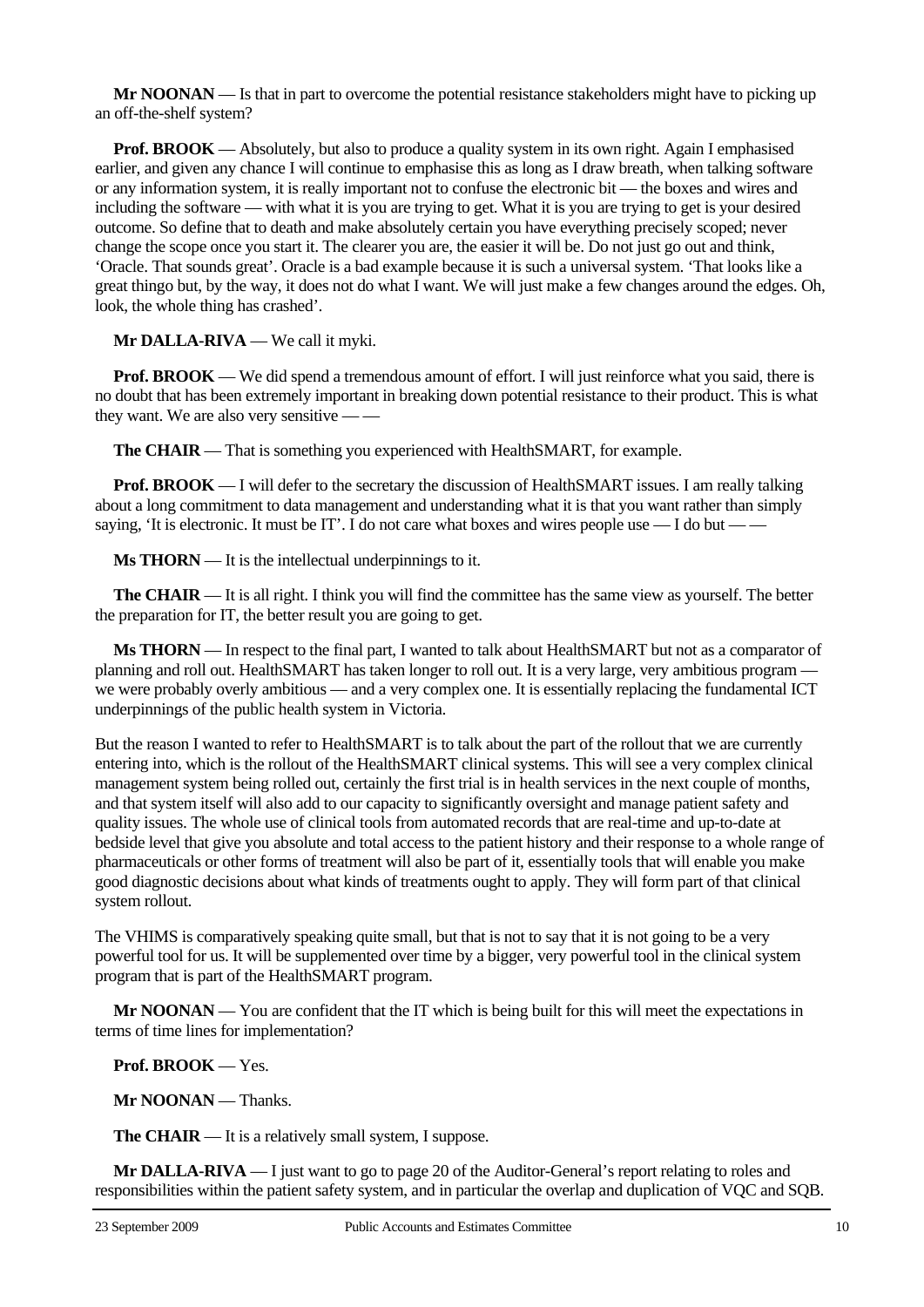**Mr NOONAN** — Is that in part to overcome the potential resistance stakeholders might have to picking up an off-the-shelf system?

**Prof. BROOK** — Absolutely, but also to produce a quality system in its own right. Again I emphasised earlier, and given any chance I will continue to emphasise this as long as I draw breath, when talking software or any information system, it is really important not to confuse the electronic bit — the boxes and wires and including the software — with what it is you are trying to get. What it is you are trying to get is your desired outcome. So define that to death and make absolutely certain you have everything precisely scoped; never change the scope once you start it. The clearer you are, the easier it will be. Do not just go out and think, 'Oracle. That sounds great'. Oracle is a bad example because it is such a universal system. 'That looks like a great thingo but, by the way, it does not do what I want. We will just make a few changes around the edges. Oh, look, the whole thing has crashed'.

**Mr DALLA-RIVA** — We call it myki.

**Prof. BROOK** — We did spend a tremendous amount of effort. I will just reinforce what you said, there is no doubt that has been extremely important in breaking down potential resistance to their product. This is what they want. We are also very sensitive — —

**The CHAIR** — That is something you experienced with HealthSMART, for example.

**Prof. BROOK** — I will defer to the secretary the discussion of HealthSMART issues. I am really talking about a long commitment to data management and understanding what it is that you want rather than simply saying, 'It is electronic. It must be IT'. I do not care what boxes and wires people use — I do but — —

**Ms THORN** — It is the intellectual underpinnings to it.

**The CHAIR** — It is all right. I think you will find the committee has the same view as yourself. The better the preparation for IT, the better result you are going to get.

**Ms THORN** — In respect to the final part, I wanted to talk about HealthSMART but not as a comparator of planning and roll out. HealthSMART has taken longer to roll out. It is a very large, very ambitious program — we were probably overly ambitious — and a very complex one. It is essentially replacing the fundamental ICT underpinnings of the public health system in Victoria.

But the reason I wanted to refer to HealthSMART is to talk about the part of the rollout that we are currently entering into, which is the rollout of the HealthSMART clinical systems. This will see a very complex clinical management system being rolled out, certainly the first trial is in health services in the next couple of months, and that system itself will also add to our capacity to significantly oversight and manage patient safety and quality issues. The whole use of clinical tools from automated records that are real-time and up-to-date at bedside level that give you absolute and total access to the patient history and their response to a whole range of pharmaceuticals or other forms of treatment will also be part of it, essentially tools that will enable you make good diagnostic decisions about what kinds of treatments ought to apply. They will form part of that clinical system rollout.

The VHIMS is comparatively speaking quite small, but that is not to say that it is not going to be a very powerful tool for us. It will be supplemented over time by a bigger, very powerful tool in the clinical system program that is part of the HealthSMART program.

**Mr NOONAN** — You are confident that the IT which is being built for this will meet the expectations in terms of time lines for implementation?

**Prof. BROOK** — Yes.

**Mr NOONAN** — Thanks.

**The CHAIR** — It is a relatively small system, I suppose.

**Mr DALLA-RIVA** — I just want to go to page 20 of the Auditor-General's report relating to roles and responsibilities within the patient safety system, and in particular the overlap and duplication of VQC and SQB.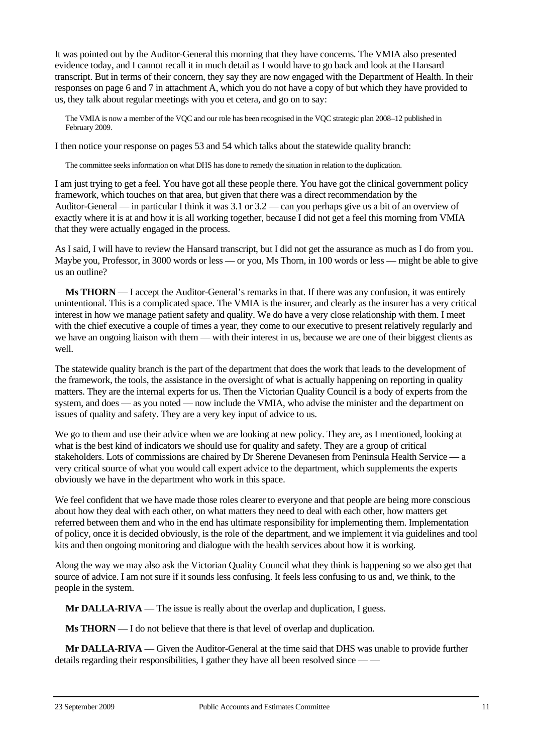It was pointed out by the Auditor-General this morning that they have concerns. The VMIA also presented evidence today, and I cannot recall it in much detail as I would have to go back and look at the Hansard transcript. But in terms of their concern, they say they are now engaged with the Department of Health. In their responses on page 6 and 7 in attachment A, which you do not have a copy of but which they have provided to us, they talk about regular meetings with you et cetera, and go on to say:

> The VMIA is now a member of the VQC and our role has been recognised in the VQC strategic plan 2008–12 published in February 2009.

I then notice your response on pages 53 and 54 which talks about the statewide quality branch:

> The committee seeks information on what DHS has done to remedy the situation in relation to the duplication.

I am just trying to get a feel. You have got all these people there. You have got the clinical government policy framework, which touches on that area, but given that there was a direct recommendation by the Auditor-General — in particular I think it was 3.1 or 3.2 — can you perhaps give us a bit of an overview of exactly where it is at and how it is all working together, because I did not get a feel this morning from VMIA that they were actually engaged in the process.

As I said, I will have to review the Hansard transcript, but I did not get the assurance as much as I do from you. Maybe you, Professor, in 3000 words or less — or you, Ms Thorn, in 100 words or less — might be able to give us an outline?

**Ms THORN** — I accept the Auditor-General's remarks in that. If there was any confusion, it was entirely unintentional. This is a complicated space. The VMIA is the insurer, and clearly as the insurer has a very critical interest in how we manage patient safety and quality. We do have a very close relationship with them. I meet with the chief executive a couple of times a year, they come to our executive to present relatively regularly and we have an ongoing liaison with them — with their interest in us, because we are one of their biggest clients as well.

The statewide quality branch is the part of the department that does the work that leads to the development of the framework, the tools, the assistance in the oversight of what is actually happening on reporting in quality matters. They are the internal experts for us. Then the Victorian Quality Council is a body of experts from the system, and does — as you noted — now include the VMIA, who advise the minister and the department on issues of quality and safety. They are a very key input of advice to us.

We go to them and use their advice when we are looking at new policy. They are, as I mentioned, looking at what is the best kind of indicators we should use for quality and safety. They are a group of critical stakeholders. Lots of commissions are chaired by Dr Sherene Devanesen from Peninsula Health Service — a very critical source of what you would call expert advice to the department, which supplements the experts obviously we have in the department who work in this space.

We feel confident that we have made those roles clearer to everyone and that people are being more conscious about how they deal with each other, on what matters they need to deal with each other, how matters get referred between them and who in the end has ultimate responsibility for implementing them. Implementation of policy, once it is decided obviously, is the role of the department, and we implement it via guidelines and tool kits and then ongoing monitoring and dialogue with the health services about how it is working.

Along the way we may also ask the Victorian Quality Council what they think is happening so we also get that source of advice. I am not sure if it sounds less confusing. It feels less confusing to us and, we think, to the people in the system.

**Mr DALLA-RIVA** — The issue is really about the overlap and duplication, I guess.

**Ms THORN** — I do not believe that there is that level of overlap and duplication.

**Mr DALLA-RIVA** — Given the Auditor-General at the time said that DHS was unable to provide further details regarding their responsibilities, I gather they have all been resolved since — —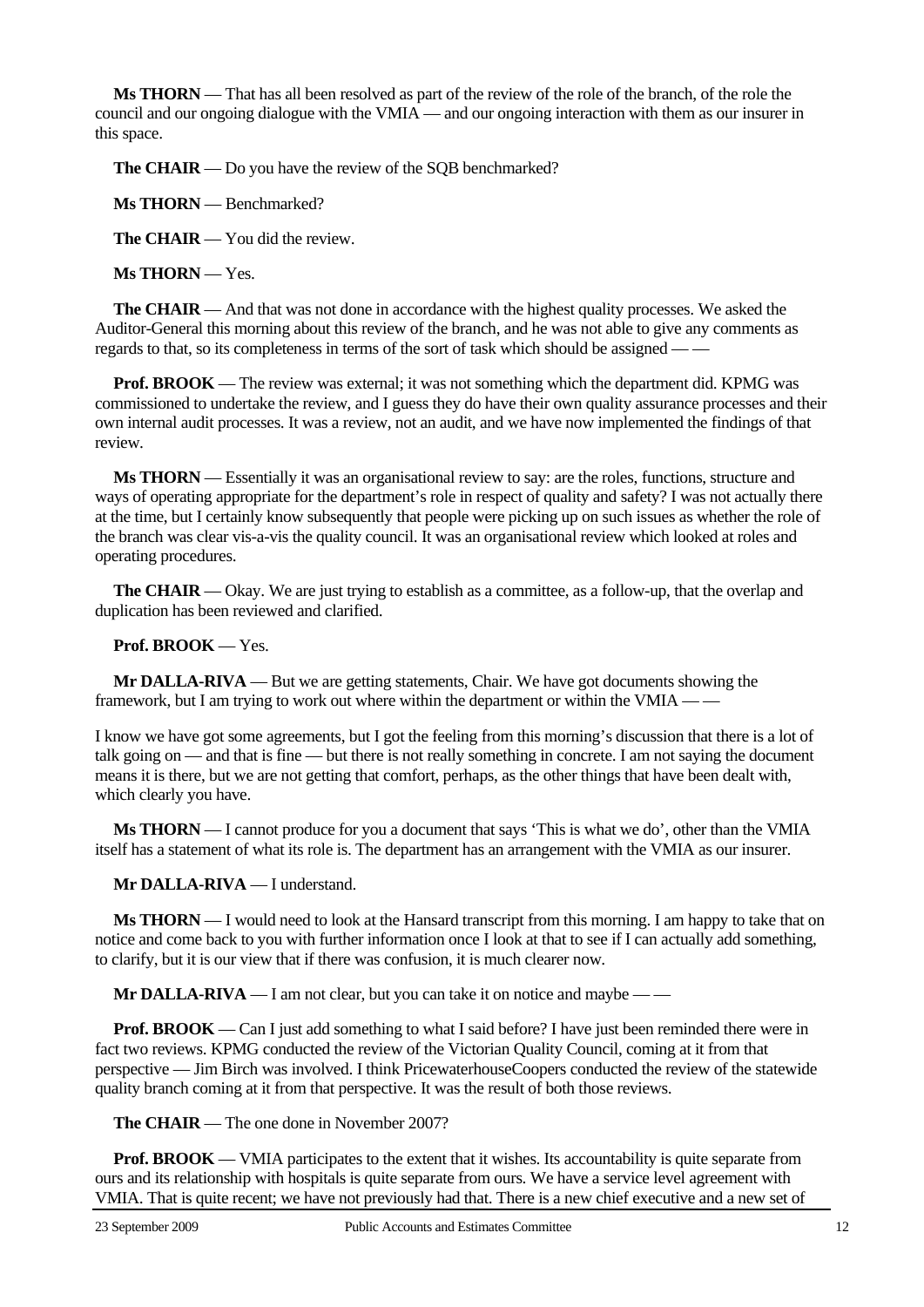**Ms THORN** — That has all been resolved as part of the review of the role of the branch, of the role the council and our ongoing dialogue with the VMIA — and our ongoing interaction with them as our insurer in this space.

**The CHAIR** — Do you have the review of the SQB benchmarked?

**Ms THORN** — Benchmarked?

**The CHAIR** — You did the review.

**Ms THORN** — Yes.

**The CHAIR** — And that was not done in accordance with the highest quality processes. We asked the Auditor-General this morning about this review of the branch, and he was not able to give any comments as regards to that, so its completeness in terms of the sort of task which should be assigned — —

**Prof. BROOK** — The review was external; it was not something which the department did. KPMG was commissioned to undertake the review, and I guess they do have their own quality assurance processes and their own internal audit processes. It was a review, not an audit, and we have now implemented the findings of that review.

**Ms THORN** — Essentially it was an organisational review to say: are the roles, functions, structure and ways of operating appropriate for the department's role in respect of quality and safety? I was not actually there at the time, but I certainly know subsequently that people were picking up on such issues as whether the role of the branch was clear vis-a-vis the quality council. It was an organisational review which looked at roles and operating procedures.

**The CHAIR** — Okay. We are just trying to establish as a committee, as a follow-up, that the overlap and duplication has been reviewed and clarified.

**Prof. BROOK** — Yes.

**Mr DALLA-RIVA** — But we are getting statements, Chair. We have got documents showing the framework, but I am trying to work out where within the department or within the VMIA — —

I know we have got some agreements, but I got the feeling from this morning's discussion that there is a lot of talk going on — and that is fine — but there is not really something in concrete. I am not saying the document means it is there, but we are not getting that comfort, perhaps, as the other things that have been dealt with, which clearly you have.

**Ms THORN** — I cannot produce for you a document that says 'This is what we do', other than the VMIA itself has a statement of what its role is. The department has an arrangement with the VMIA as our insurer.

**Mr DALLA-RIVA** — I understand.

**Ms THORN** — I would need to look at the Hansard transcript from this morning. I am happy to take that on notice and come back to you with further information once I look at that to see if I can actually add something, to clarify, but it is our view that if there was confusion, it is much clearer now.

**Mr DALLA-RIVA** — I am not clear, but you can take it on notice and maybe — —

**Prof. BROOK** — Can I just add something to what I said before? I have just been reminded there were in fact two reviews. KPMG conducted the review of the Victorian Quality Council, coming at it from that perspective — Jim Birch was involved. I think PricewaterhouseCoopers conducted the review of the statewide quality branch coming at it from that perspective. It was the result of both those reviews.

**The CHAIR** — The one done in November 2007?

**Prof. BROOK** — VMIA participates to the extent that it wishes. Its accountability is quite separate from ours and its relationship with hospitals is quite separate from ours. We have a service level agreement with VMIA. That is quite recent; we have not previously had that. There is a new chief executive and a new set of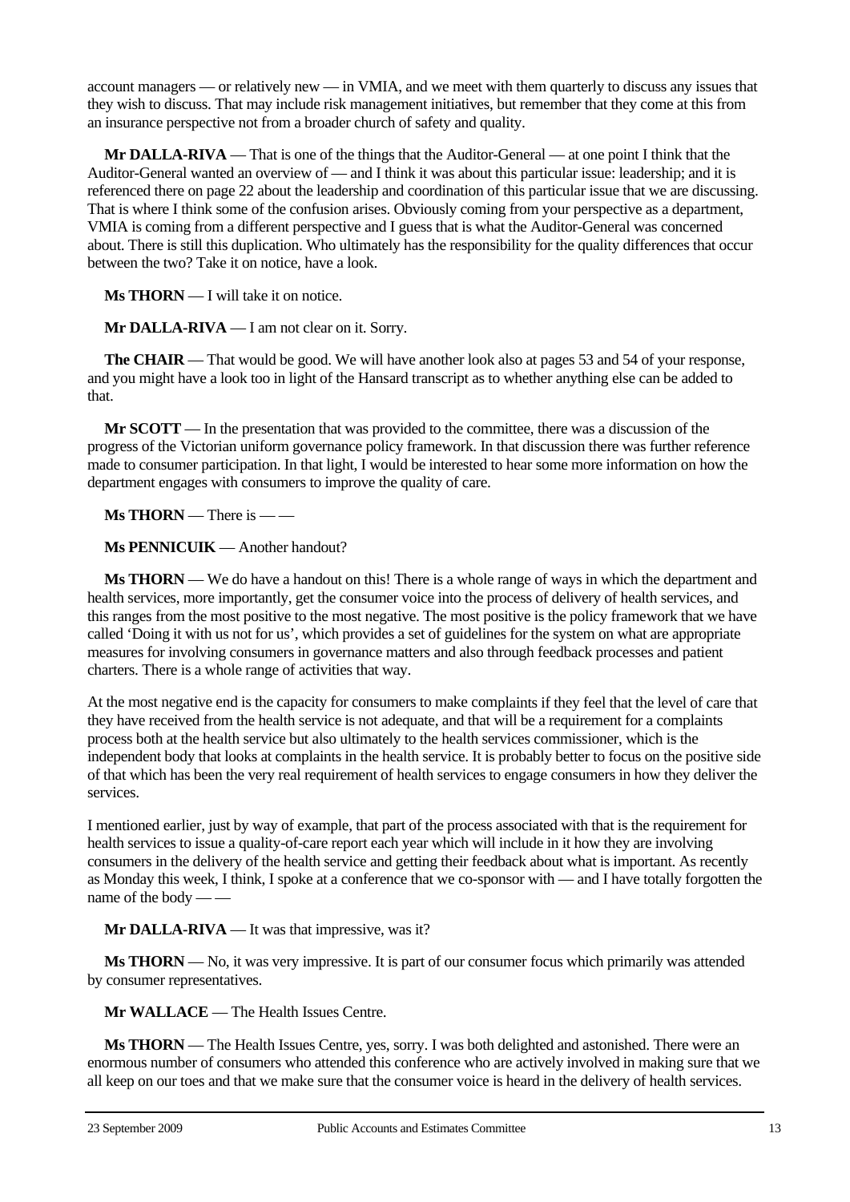account managers — or relatively new — in VMIA, and we meet with them quarterly to discuss any issues that they wish to discuss. That may include risk management initiatives, but remember that they come at this from an insurance perspective not from a broader church of safety and quality.

**Mr DALLA-RIVA** — That is one of the things that the Auditor-General — at one point I think that the Auditor-General wanted an overview of — and I think it was about this particular issue: leadership; and it is referenced there on page 22 about the leadership and coordination of this particular issue that we are discussing. That is where I think some of the confusion arises. Obviously coming from your perspective as a department, VMIA is coming from a different perspective and I guess that is what the Auditor-General was concerned about. There is still this duplication. Who ultimately has the responsibility for the quality differences that occur between the two? Take it on notice, have a look.

**Ms THORN** — I will take it on notice.

**Mr DALLA-RIVA** — I am not clear on it. Sorry.

**The CHAIR** — That would be good. We will have another look also at pages 53 and 54 of your response, and you might have a look too in light of the Hansard transcript as to whether anything else can be added to that.

**Mr SCOTT** — In the presentation that was provided to the committee, there was a discussion of the progress of the Victorian uniform governance policy framework. In that discussion there was further reference made to consumer participation. In that light, I would be interested to hear some more information on how the department engages with consumers to improve the quality of care.

**Ms THORN** — There is — —

**Ms PENNICUIK** — Another handout?

**Ms THORN** — We do have a handout on this! There is a whole range of ways in which the department and health services, more importantly, get the consumer voice into the process of delivery of health services, and this ranges from the most positive to the most negative. The most positive is the policy framework that we have called 'Doing it with us not for us', which provides a set of guidelines for the system on what are appropriate measures for involving consumers in governance matters and also through feedback processes and patient charters. There is a whole range of activities that way.

At the most negative end is the capacity for consumers to make complaints if they feel that the level of care that they have received from the health service is not adequate, and that will be a requirement for a complaints process both at the health service but also ultimately to the health services commissioner, which is the independent body that looks at complaints in the health service. It is probably better to focus on the positive side of that which has been the very real requirement of health services to engage consumers in how they deliver the services.

I mentioned earlier, just by way of example, that part of the process associated with that is the requirement for health services to issue a quality-of-care report each year which will include in it how they are involving consumers in the delivery of the health service and getting their feedback about what is important. As recently as Monday this week, I think, I spoke at a conference that we co-sponsor with — and I have totally forgotten the name of the body — —

**Mr DALLA-RIVA** — It was that impressive, was it?

**Ms THORN** — No, it was very impressive. It is part of our consumer focus which primarily was attended by consumer representatives.

**Mr WALLACE** — The Health Issues Centre.

**Ms THORN** — The Health Issues Centre, yes, sorry. I was both delighted and astonished. There were an enormous number of consumers who attended this conference who are actively involved in making sure that we all keep on our toes and that we make sure that the consumer voice is heard in the delivery of health services.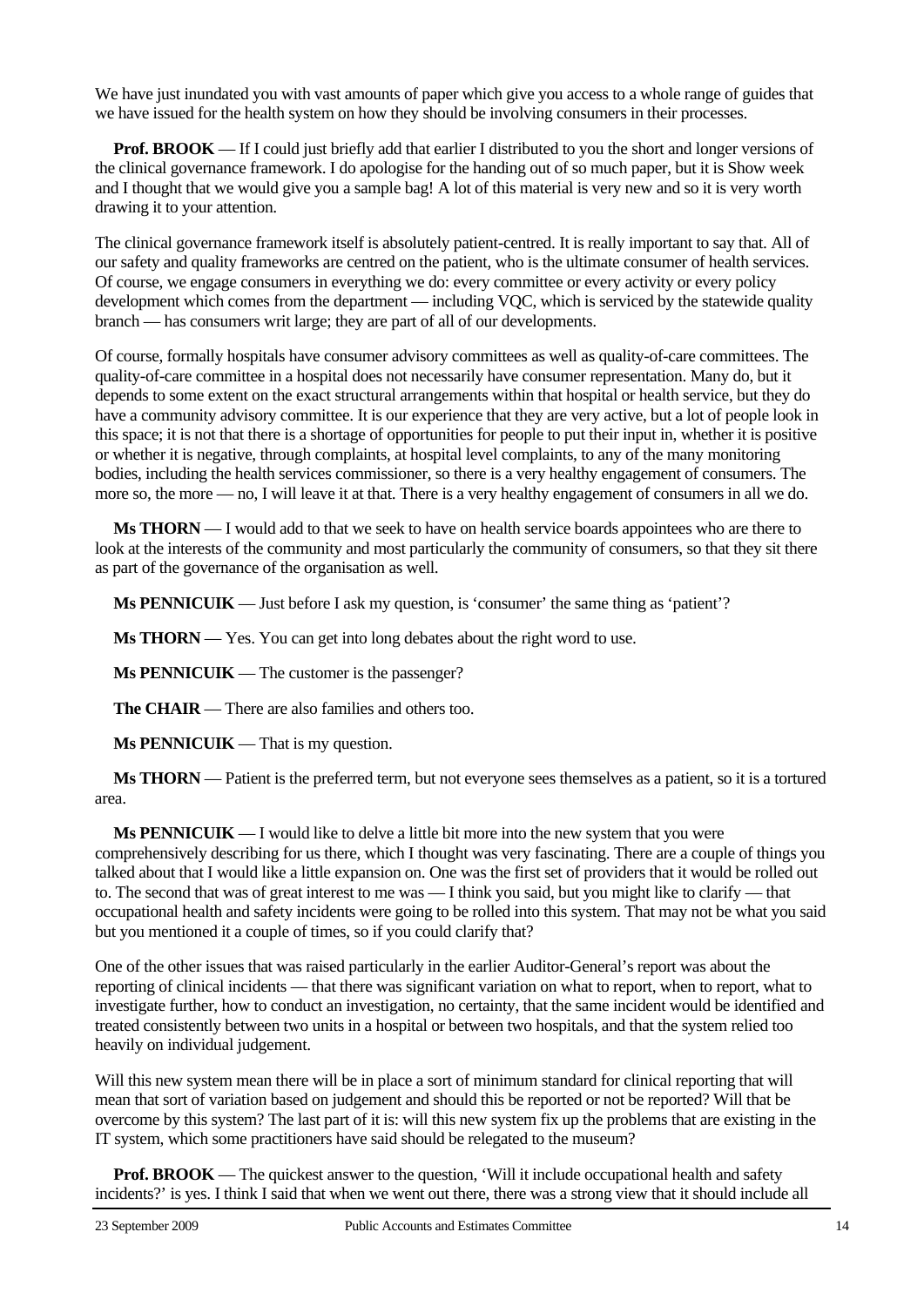We have just inundated you with vast amounts of paper which give you access to a whole range of guides that we have issued for the health system on how they should be involving consumers in their processes.

**Prof. BROOK** — If I could just briefly add that earlier I distributed to you the short and longer versions of the clinical governance framework. I do apologise for the handing out of so much paper, but it is Show week and I thought that we would give you a sample bag! A lot of this material is very new and so it is very worth drawing it to your attention.

The clinical governance framework itself is absolutely patient-centred. It is really important to say that. All of our safety and quality frameworks are centred on the patient, who is the ultimate consumer of health services. Of course, we engage consumers in everything we do: every committee or every activity or every policy development which comes from the department — including VQC, which is serviced by the statewide quality branch — has consumers writ large; they are part of all of our developments.

Of course, formally hospitals have consumer advisory committees as well as quality-of-care committees. The quality-of-care committee in a hospital does not necessarily have consumer representation. Many do, but it depends to some extent on the exact structural arrangements within that hospital or health service, but they do have a community advisory committee. It is our experience that they are very active, but a lot of people look in this space; it is not that there is a shortage of opportunities for people to put their input in, whether it is positive or whether it is negative, through complaints, at hospital level complaints, to any of the many monitoring bodies, including the health services commissioner, so there is a very healthy engagement of consumers. The more so, the more — no, I will leave it at that. There is a very healthy engagement of consumers in all we do.

**Ms THORN** — I would add to that we seek to have on health service boards appointees who are there to look at the interests of the community and most particularly the community of consumers, so that they sit there as part of the governance of the organisation as well.

**Ms PENNICUIK** — Just before I ask my question, is 'consumer' the same thing as 'patient'?

**Ms THORN** — Yes. You can get into long debates about the right word to use.

**Ms PENNICUIK** — The customer is the passenger?

**The CHAIR** — There are also families and others too.

**Ms PENNICUIK** — That is my question.

**Ms THORN** — Patient is the preferred term, but not everyone sees themselves as a patient, so it is a tortured area.

**Ms PENNICUIK** — I would like to delve a little bit more into the new system that you were comprehensively describing for us there, which I thought was very fascinating. There are a couple of things you talked about that I would like a little expansion on. One was the first set of providers that it would be rolled out to. The second that was of great interest to me was — I think you said, but you might like to clarify — that occupational health and safety incidents were going to be rolled into this system. That may not be what you said but you mentioned it a couple of times, so if you could clarify that?

One of the other issues that was raised particularly in the earlier Auditor-General's report was about the reporting of clinical incidents — that there was significant variation on what to report, when to report, what to investigate further, how to conduct an investigation, no certainty, that the same incident would be identified and treated consistently between two units in a hospital or between two hospitals, and that the system relied too heavily on individual judgement.

Will this new system mean there will be in place a sort of minimum standard for clinical reporting that will mean that sort of variation based on judgement and should this be reported or not be reported? Will that be overcome by this system? The last part of it is: will this new system fix up the problems that are existing in the IT system, which some practitioners have said should be relegated to the museum?

**Prof. BROOK** — The quickest answer to the question, 'Will it include occupational health and safety incidents?' is yes. I think I said that when we went out there, there was a strong view that it should include all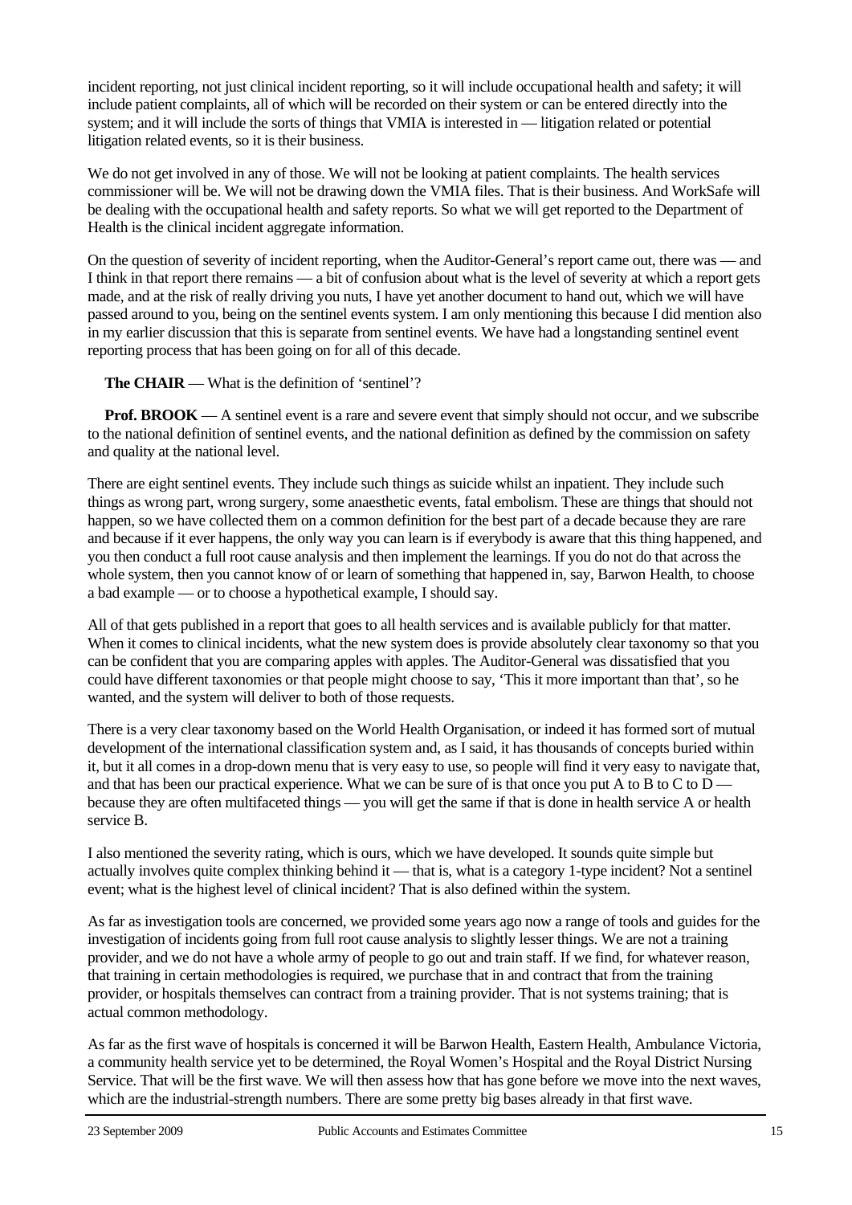incident reporting, not just clinical incident reporting, so it will include occupational health and safety; it will include patient complaints, all of which will be recorded on their system or can be entered directly into the system; and it will include the sorts of things that VMIA is interested in — litigation related or potential litigation related events, so it is their business.

We do not get involved in any of those. We will not be looking at patient complaints. The health services commissioner will be. We will not be drawing down the VMIA files. That is their business. And WorkSafe will be dealing with the occupational health and safety reports. So what we will get reported to the Department of Health is the clinical incident aggregate information.

On the question of severity of incident reporting, when the Auditor-General's report came out, there was — and I think in that report there remains — a bit of confusion about what is the level of severity at which a report gets made, and at the risk of really driving you nuts, I have yet another document to hand out, which we will have passed around to you, being on the sentinel events system. I am only mentioning this because I did mention also in my earlier discussion that this is separate from sentinel events. We have had a longstanding sentinel event reporting process that has been going on for all of this decade.

**The CHAIR** — What is the definition of 'sentinel'?

**Prof. BROOK** — A sentinel event is a rare and severe event that simply should not occur, and we subscribe to the national definition of sentinel events, and the national definition as defined by the commission on safety and quality at the national level.

There are eight sentinel events. They include such things as suicide whilst an inpatient. They include such things as wrong part, wrong surgery, some anaesthetic events, fatal embolism. These are things that should not happen, so we have collected them on a common definition for the best part of a decade because they are rare and because if it ever happens, the only way you can learn is if everybody is aware that this thing happened, and you then conduct a full root cause analysis and then implement the learnings. If you do not do that across the whole system, then you cannot know of or learn of something that happened in, say, Barwon Health, to choose a bad example — or to choose a hypothetical example, I should say.

All of that gets published in a report that goes to all health services and is available publicly for that matter. When it comes to clinical incidents, what the new system does is provide absolutely clear taxonomy so that you can be confident that you are comparing apples with apples. The Auditor-General was dissatisfied that you could have different taxonomies or that people might choose to say, 'This it more important than that', so he wanted, and the system will deliver to both of those requests.

There is a very clear taxonomy based on the World Health Organisation, or indeed it has formed sort of mutual development of the international classification system and, as I said, it has thousands of concepts buried within it, but it all comes in a drop-down menu that is very easy to use, so people will find it very easy to navigate that, and that has been our practical experience. What we can be sure of is that once you put A to B to C to D — because they are often multifaceted things — you will get the same if that is done in health service A or health service B.

I also mentioned the severity rating, which is ours, which we have developed. It sounds quite simple but actually involves quite complex thinking behind it — that is, what is a category 1-type incident? Not a sentinel event; what is the highest level of clinical incident? That is also defined within the system.

As far as investigation tools are concerned, we provided some years ago now a range of tools and guides for the investigation of incidents going from full root cause analysis to slightly lesser things. We are not a training provider, and we do not have a whole army of people to go out and train staff. If we find, for whatever reason, that training in certain methodologies is required, we purchase that in and contract that from the training provider, or hospitals themselves can contract from a training provider. That is not systems training; that is actual common methodology.

As far as the first wave of hospitals is concerned it will be Barwon Health, Eastern Health, Ambulance Victoria, a community health service yet to be determined, the Royal Women's Hospital and the Royal District Nursing Service. That will be the first wave. We will then assess how that has gone before we move into the next waves, which are the industrial-strength numbers. There are some pretty big bases already in that first wave.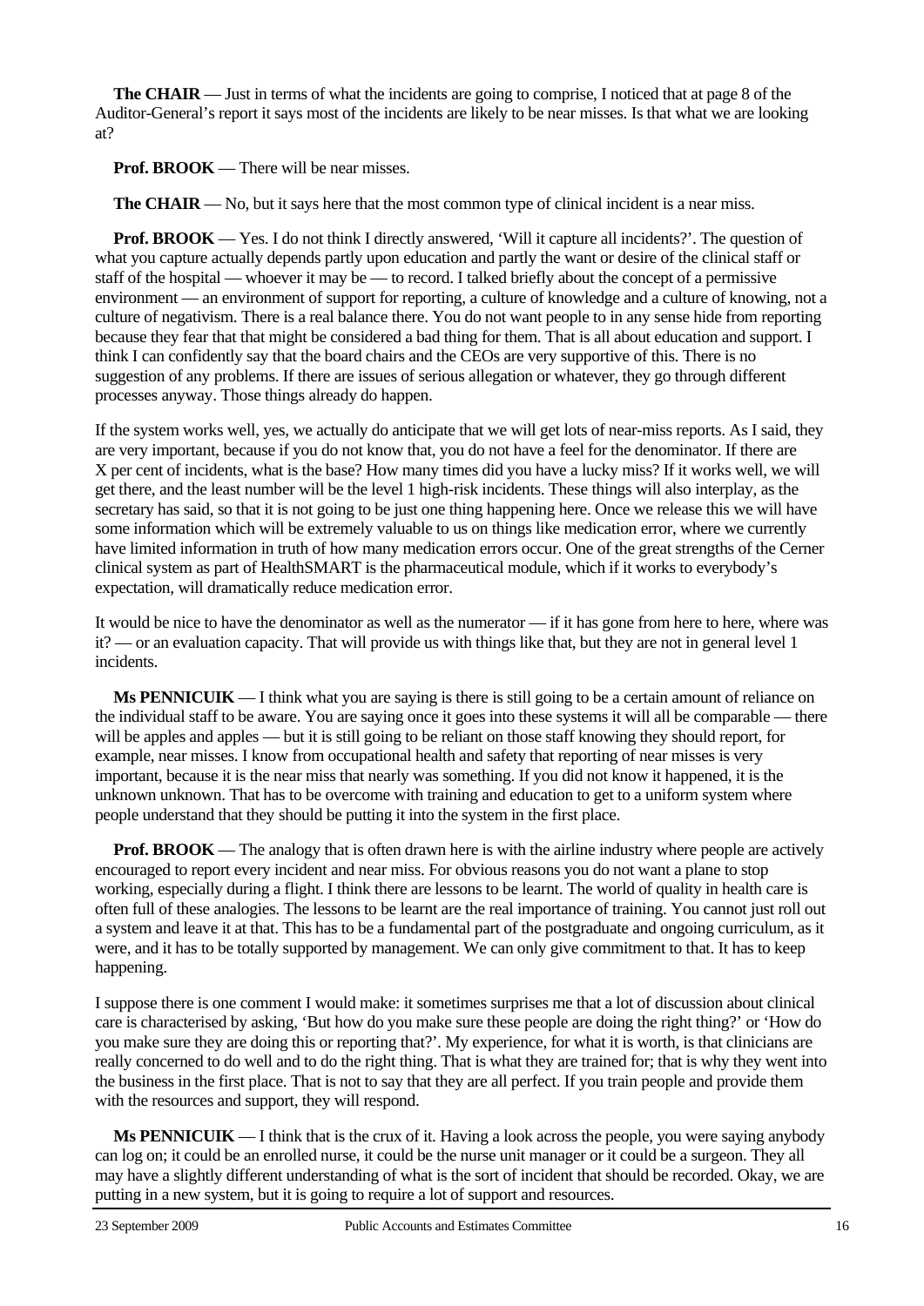**The CHAIR** — Just in terms of what the incidents are going to comprise, I noticed that at page 8 of the Auditor-General's report it says most of the incidents are likely to be near misses. Is that what we are looking at?

**Prof. BROOK** — There will be near misses.

**The CHAIR** — No, but it says here that the most common type of clinical incident is a near miss.

**Prof. BROOK** — Yes. I do not think I directly answered, 'Will it capture all incidents?'. The question of what you capture actually depends partly upon education and partly the want or desire of the clinical staff or staff of the hospital — whoever it may be — to record. I talked briefly about the concept of a permissive environment — an environment of support for reporting, a culture of knowledge and a culture of knowing, not a culture of negativism. There is a real balance there. You do not want people to in any sense hide from reporting because they fear that that might be considered a bad thing for them. That is all about education and support. I think I can confidently say that the board chairs and the CEOs are very supportive of this. There is no suggestion of any problems. If there are issues of serious allegation or whatever, they go through different processes anyway. Those things already do happen.

If the system works well, yes, we actually do anticipate that we will get lots of near-miss reports. As I said, they are very important, because if you do not know that, you do not have a feel for the denominator. If there are X per cent of incidents, what is the base? How many times did you have a lucky miss? If it works well, we will get there, and the least number will be the level 1 high-risk incidents. These things will also interplay, as the secretary has said, so that it is not going to be just one thing happening here. Once we release this we will have some information which will be extremely valuable to us on things like medication error, where we currently have limited information in truth of how many medication errors occur. One of the great strengths of the Cerner clinical system as part of HealthSMART is the pharmaceutical module, which if it works to everybody's expectation, will dramatically reduce medication error.

It would be nice to have the denominator as well as the numerator — if it has gone from here to here, where was it? — or an evaluation capacity. That will provide us with things like that, but they are not in general level 1 incidents.

**Ms PENNICUIK** — I think what you are saying is there is still going to be a certain amount of reliance on the individual staff to be aware. You are saying once it goes into these systems it will all be comparable — there will be apples and apples — but it is still going to be reliant on those staff knowing they should report, for example, near misses. I know from occupational health and safety that reporting of near misses is very important, because it is the near miss that nearly was something. If you did not know it happened, it is the unknown unknown. That has to be overcome with training and education to get to a uniform system where people understand that they should be putting it into the system in the first place.

**Prof. BROOK** — The analogy that is often drawn here is with the airline industry where people are actively encouraged to report every incident and near miss. For obvious reasons you do not want a plane to stop working, especially during a flight. I think there are lessons to be learnt. The world of quality in health care is often full of these analogies. The lessons to be learnt are the real importance of training. You cannot just roll out a system and leave it at that. This has to be a fundamental part of the postgraduate and ongoing curriculum, as it were, and it has to be totally supported by management. We can only give commitment to that. It has to keep happening.

I suppose there is one comment I would make: it sometimes surprises me that a lot of discussion about clinical care is characterised by asking, 'But how do you make sure these people are doing the right thing?' or 'How do you make sure they are doing this or reporting that?'. My experience, for what it is worth, is that clinicians are really concerned to do well and to do the right thing. That is what they are trained for; that is why they went into the business in the first place. That is not to say that they are all perfect. If you train people and provide them with the resources and support, they will respond.

**Ms PENNICUIK** — I think that is the crux of it. Having a look across the people, you were saying anybody can log on; it could be an enrolled nurse, it could be the nurse unit manager or it could be a surgeon. They all may have a slightly different understanding of what is the sort of incident that should be recorded. Okay, we are putting in a new system, but it is going to require a lot of support and resources.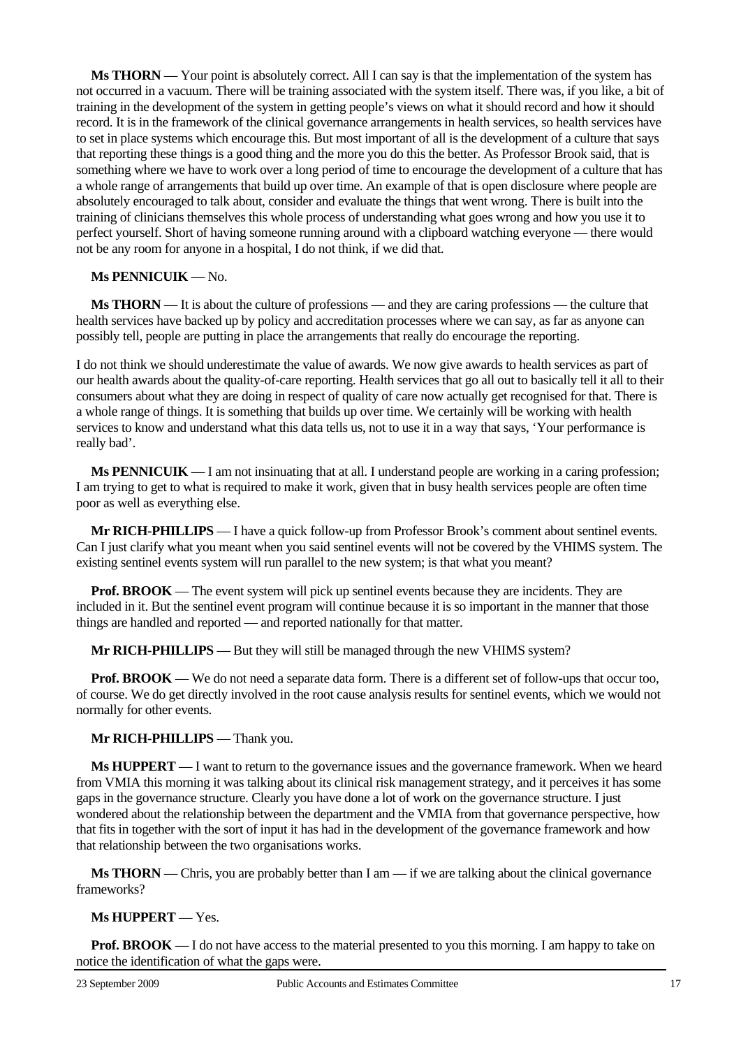**Ms THORN** — Your point is absolutely correct. All I can say is that the implementation of the system has not occurred in a vacuum. There will be training associated with the system itself. There was, if you like, a bit of training in the development of the system in getting people's views on what it should record and how it should record. It is in the framework of the clinical governance arrangements in health services, so health services have to set in place systems which encourage this. But most important of all is the development of a culture that says that reporting these things is a good thing and the more you do this the better. As Professor Brook said, that is something where we have to work over a long period of time to encourage the development of a culture that has a whole range of arrangements that build up over time. An example of that is open disclosure where people are absolutely encouraged to talk about, consider and evaluate the things that went wrong. There is built into the training of clinicians themselves this whole process of understanding what goes wrong and how you use it to perfect yourself. Short of having someone running around with a clipboard watching everyone — there would not be any room for anyone in a hospital, I do not think, if we did that.

**Ms PENNICUIK** — No.

**Ms THORN** — It is about the culture of professions — and they are caring professions — the culture that health services have backed up by policy and accreditation processes where we can say, as far as anyone can possibly tell, people are putting in place the arrangements that really do encourage the reporting.

I do not think we should underestimate the value of awards. We now give awards to health services as part of our health awards about the quality-of-care reporting. Health services that go all out to basically tell it all to their consumers about what they are doing in respect of quality of care now actually get recognised for that. There is a whole range of things. It is something that builds up over time. We certainly will be working with health services to know and understand what this data tells us, not to use it in a way that says, 'Your performance is really bad'.

**Ms PENNICUIK** — I am not insinuating that at all. I understand people are working in a caring profession; I am trying to get to what is required to make it work, given that in busy health services people are often time poor as well as everything else.

**Mr RICH-PHILLIPS** — I have a quick follow-up from Professor Brook's comment about sentinel events. Can I just clarify what you meant when you said sentinel events will not be covered by the VHIMS system. The existing sentinel events system will run parallel to the new system; is that what you meant?

**Prof. BROOK** — The event system will pick up sentinel events because they are incidents. They are included in it. But the sentinel event program will continue because it is so important in the manner that those things are handled and reported — and reported nationally for that matter.

**Mr RICH-PHILLIPS** — But they will still be managed through the new VHIMS system?

**Prof. BROOK** — We do not need a separate data form. There is a different set of follow-ups that occur too, of course. We do get directly involved in the root cause analysis results for sentinel events, which we would not normally for other events.

**Mr RICH-PHILLIPS** — Thank you.

**Ms HUPPERT** — I want to return to the governance issues and the governance framework. When we heard from VMIA this morning it was talking about its clinical risk management strategy, and it perceives it has some gaps in the governance structure. Clearly you have done a lot of work on the governance structure. I just wondered about the relationship between the department and the VMIA from that governance perspective, how that fits in together with the sort of input it has had in the development of the governance framework and how that relationship between the two organisations works.

**Ms THORN** — Chris, you are probably better than I am — if we are talking about the clinical governance frameworks?

**Ms HUPPERT** — Yes.

**Prof. BROOK** — I do not have access to the material presented to you this morning. I am happy to take on notice the identification of what the gaps were.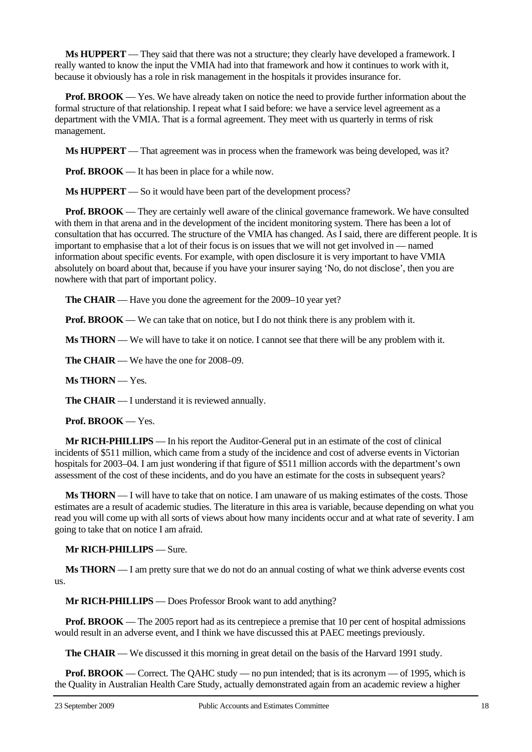**Ms HUPPERT** — They said that there was not a structure; they clearly have developed a framework. I really wanted to know the input the VMIA had into that framework and how it continues to work with it, because it obviously has a role in risk management in the hospitals it provides insurance for.

**Prof. BROOK** — Yes. We have already taken on notice the need to provide further information about the formal structure of that relationship. I repeat what I said before: we have a service level agreement as a department with the VMIA. That is a formal agreement. They meet with us quarterly in terms of risk management.

**Ms HUPPERT** — That agreement was in process when the framework was being developed, was it?

**Prof. BROOK** — It has been in place for a while now.

**Ms HUPPERT** — So it would have been part of the development process?

**Prof. BROOK** — They are certainly well aware of the clinical governance framework. We have consulted with them in that arena and in the development of the incident monitoring system. There has been a lot of consultation that has occurred. The structure of the VMIA has changed. As I said, there are different people. It is important to emphasise that a lot of their focus is on issues that we will not get involved in — named information about specific events. For example, with open disclosure it is very important to have VMIA absolutely on board about that, because if you have your insurer saying 'No, do not disclose', then you are nowhere with that part of important policy.

**The CHAIR** — Have you done the agreement for the 2009–10 year yet?

**Prof. BROOK** — We can take that on notice, but I do not think there is any problem with it.

**Ms THORN** — We will have to take it on notice. I cannot see that there will be any problem with it.

**The CHAIR** — We have the one for 2008–09.

**Ms THORN** — Yes.

**The CHAIR** — I understand it is reviewed annually.

**Prof. BROOK** — Yes.

**Mr RICH-PHILLIPS** — In his report the Auditor-General put in an estimate of the cost of clinical incidents of $511 million, which came from a study of the incidence and cost of adverse events in Victorian hospitals for 2003–04. I am just wondering if that figure of $511 million accords with the department's own assessment of the cost of these incidents, and do you have an estimate for the costs in subsequent years?

**Ms THORN** — I will have to take that on notice. I am unaware of us making estimates of the costs. Those estimates are a result of academic studies. The literature in this area is variable, because depending on what you read you will come up with all sorts of views about how many incidents occur and at what rate of severity. I am going to take that on notice I am afraid.

**Mr RICH-PHILLIPS** — Sure.

**Ms THORN** — I am pretty sure that we do not do an annual costing of what we think adverse events cost us.

**Mr RICH-PHILLIPS** — Does Professor Brook want to add anything?

**Prof. BROOK** — The 2005 report had as its centrepiece a premise that 10 per cent of hospital admissions would result in an adverse event, and I think we have discussed this at PAEC meetings previously.

**The CHAIR** — We discussed it this morning in great detail on the basis of the Harvard 1991 study.

**Prof. BROOK** — Correct. The QAHC study — no pun intended; that is its acronym — of 1995, which is the Quality in Australian Health Care Study, actually demonstrated again from an academic review a higher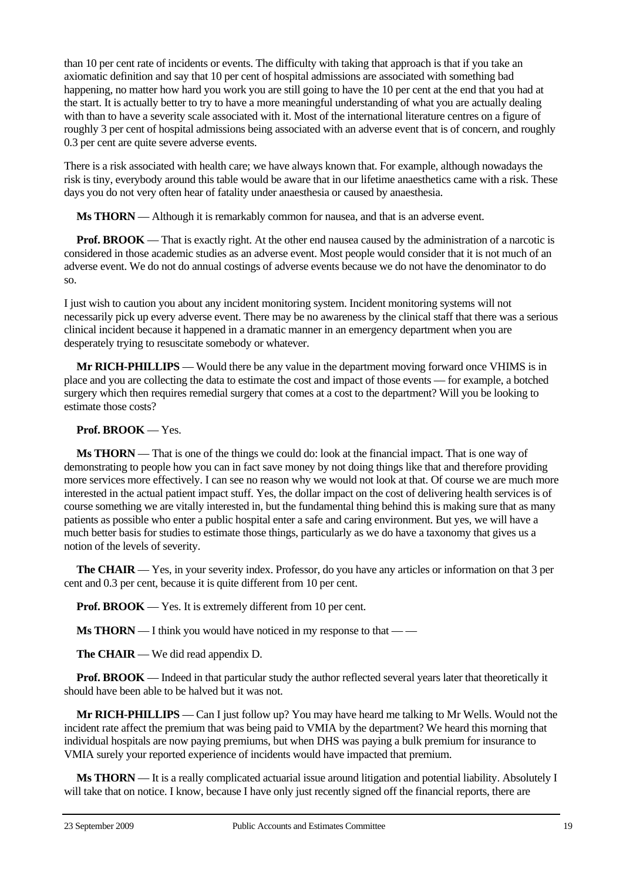than 10 per cent rate of incidents or events. The difficulty with taking that approach is that if you take an axiomatic definition and say that 10 per cent of hospital admissions are associated with something bad happening, no matter how hard you work you are still going to have the 10 per cent at the end that you had at the start. It is actually better to try to have a more meaningful understanding of what you are actually dealing with than to have a severity scale associated with it. Most of the international literature centres on a figure of roughly 3 per cent of hospital admissions being associated with an adverse event that is of concern, and roughly 0.3 per cent are quite severe adverse events.

There is a risk associated with health care; we have always known that. For example, although nowadays the risk is tiny, everybody around this table would be aware that in our lifetime anaesthetics came with a risk. These days you do not very often hear of fatality under anaesthesia or caused by anaesthesia.

**Ms THORN** — Although it is remarkably common for nausea, and that is an adverse event.

**Prof. BROOK** — That is exactly right. At the other end nausea caused by the administration of a narcotic is considered in those academic studies as an adverse event. Most people would consider that it is not much of an adverse event. We do not do annual costings of adverse events because we do not have the denominator to do so.

I just wish to caution you about any incident monitoring system. Incident monitoring systems will not necessarily pick up every adverse event. There may be no awareness by the clinical staff that there was a serious clinical incident because it happened in a dramatic manner in an emergency department when you are desperately trying to resuscitate somebody or whatever.

**Mr RICH-PHILLIPS** — Would there be any value in the department moving forward once VHIMS is in place and you are collecting the data to estimate the cost and impact of those events — for example, a botched surgery which then requires remedial surgery that comes at a cost to the department? Will you be looking to estimate those costs?

**Prof. BROOK** — Yes.

**Ms THORN** — That is one of the things we could do: look at the financial impact. That is one way of demonstrating to people how you can in fact save money by not doing things like that and therefore providing more services more effectively. I can see no reason why we would not look at that. Of course we are much more interested in the actual patient impact stuff. Yes, the dollar impact on the cost of delivering health services is of course something we are vitally interested in, but the fundamental thing behind this is making sure that as many patients as possible who enter a public hospital enter a safe and caring environment. But yes, we will have a much better basis for studies to estimate those things, particularly as we do have a taxonomy that gives us a notion of the levels of severity.

**The CHAIR** — Yes, in your severity index. Professor, do you have any articles or information on that 3 per cent and 0.3 per cent, because it is quite different from 10 per cent.

**Prof. BROOK** — Yes. It is extremely different from 10 per cent.

**Ms THORN** — I think you would have noticed in my response to that — —

**The CHAIR** — We did read appendix D.

**Prof. BROOK** — Indeed in that particular study the author reflected several years later that theoretically it should have been able to be halved but it was not.

**Mr RICH-PHILLIPS** — Can I just follow up? You may have heard me talking to Mr Wells. Would not the incident rate affect the premium that was being paid to VMIA by the department? We heard this morning that individual hospitals are now paying premiums, but when DHS was paying a bulk premium for insurance to VMIA surely your reported experience of incidents would have impacted that premium.

**Ms THORN** — It is a really complicated actuarial issue around litigation and potential liability. Absolutely I will take that on notice. I know, because I have only just recently signed off the financial reports, there are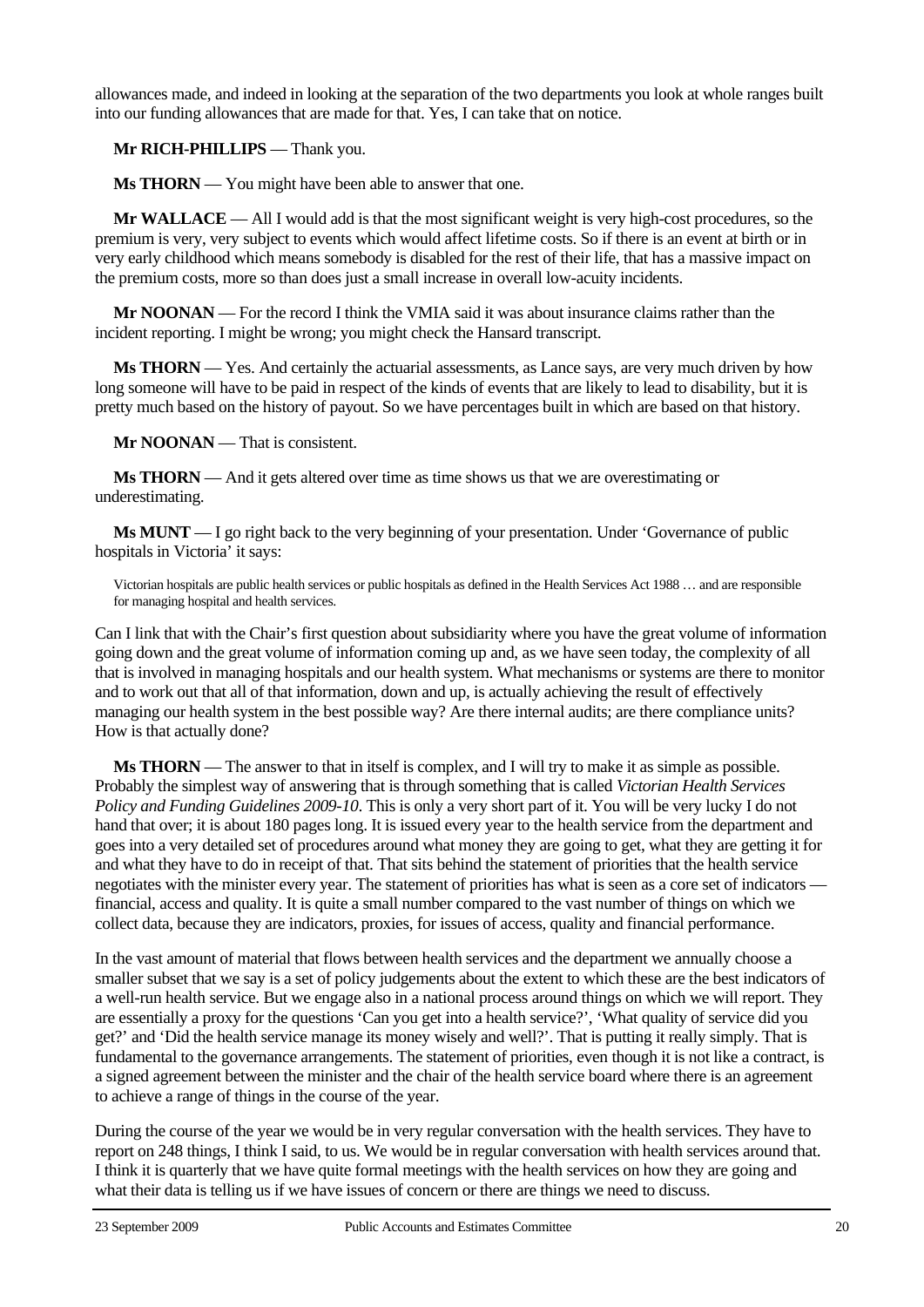allowances made, and indeed in looking at the separation of the two departments you look at whole ranges built into our funding allowances that are made for that. Yes, I can take that on notice.

**Mr RICH-PHILLIPS** — Thank you.

**Ms THORN** — You might have been able to answer that one.

**Mr WALLACE** — All I would add is that the most significant weight is very high-cost procedures, so the premium is very, very subject to events which would affect lifetime costs. So if there is an event at birth or in very early childhood which means somebody is disabled for the rest of their life, that has a massive impact on the premium costs, more so than does just a small increase in overall low-acuity incidents.

**Mr NOONAN** — For the record I think the VMIA said it was about insurance claims rather than the incident reporting. I might be wrong; you might check the Hansard transcript.

**Ms THORN** — Yes. And certainly the actuarial assessments, as Lance says, are very much driven by how long someone will have to be paid in respect of the kinds of events that are likely to lead to disability, but it is pretty much based on the history of payout. So we have percentages built in which are based on that history.

**Mr NOONAN** — That is consistent.

**Ms THORN** — And it gets altered over time as time shows us that we are overestimating or underestimating.

**Ms MUNT** — I go right back to the very beginning of your presentation. Under 'Governance of public hospitals in Victoria' it says:

> Victorian hospitals are public health services or public hospitals as defined in the Health Services Act 1988 … and are responsible for managing hospital and health services.

Can I link that with the Chair's first question about subsidiarity where you have the great volume of information going down and the great volume of information coming up and, as we have seen today, the complexity of all that is involved in managing hospitals and our health system. What mechanisms or systems are there to monitor and to work out that all of that information, down and up, is actually achieving the result of effectively managing our health system in the best possible way? Are there internal audits; are there compliance units? How is that actually done?

**Ms THORN** — The answer to that in itself is complex, and I will try to make it as simple as possible. Probably the simplest way of answering that is through something that is called *Victorian Health Services Policy and Funding Guidelines 2009-10*. This is only a very short part of it. You will be very lucky I do not hand that over; it is about 180 pages long. It is issued every year to the health service from the department and goes into a very detailed set of procedures around what money they are going to get, what they are getting it for and what they have to do in receipt of that. That sits behind the statement of priorities that the health service negotiates with the minister every year. The statement of priorities has what is seen as a core set of indicators — financial, access and quality. It is quite a small number compared to the vast number of things on which we collect data, because they are indicators, proxies, for issues of access, quality and financial performance.

In the vast amount of material that flows between health services and the department we annually choose a smaller subset that we say is a set of policy judgements about the extent to which these are the best indicators of a well-run health service. But we engage also in a national process around things on which we will report. They are essentially a proxy for the questions 'Can you get into a health service?', 'What quality of service did you get?' and 'Did the health service manage its money wisely and well?'. That is putting it really simply. That is fundamental to the governance arrangements. The statement of priorities, even though it is not like a contract, is a signed agreement between the minister and the chair of the health service board where there is an agreement to achieve a range of things in the course of the year.

During the course of the year we would be in very regular conversation with the health services. They have to report on 248 things, I think I said, to us. We would be in regular conversation with health services around that. I think it is quarterly that we have quite formal meetings with the health services on how they are going and what their data is telling us if we have issues of concern or there are things we need to discuss.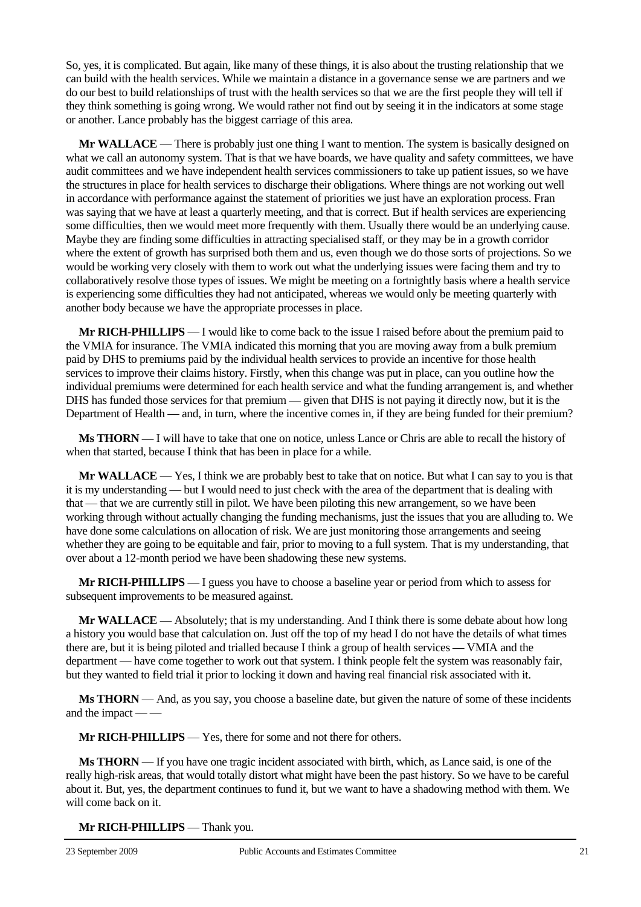So, yes, it is complicated. But again, like many of these things, it is also about the trusting relationship that we can build with the health services. While we maintain a distance in a governance sense we are partners and we do our best to build relationships of trust with the health services so that we are the first people they will tell if they think something is going wrong. We would rather not find out by seeing it in the indicators at some stage or another. Lance probably has the biggest carriage of this area.

**Mr WALLACE** — There is probably just one thing I want to mention. The system is basically designed on what we call an autonomy system. That is that we have boards, we have quality and safety committees, we have audit committees and we have independent health services commissioners to take up patient issues, so we have the structures in place for health services to discharge their obligations. Where things are not working out well in accordance with performance against the statement of priorities we just have an exploration process. Fran was saying that we have at least a quarterly meeting, and that is correct. But if health services are experiencing some difficulties, then we would meet more frequently with them. Usually there would be an underlying cause. Maybe they are finding some difficulties in attracting specialised staff, or they may be in a growth corridor where the extent of growth has surprised both them and us, even though we do those sorts of projections. So we would be working very closely with them to work out what the underlying issues were facing them and try to collaboratively resolve those types of issues. We might be meeting on a fortnightly basis where a health service is experiencing some difficulties they had not anticipated, whereas we would only be meeting quarterly with another body because we have the appropriate processes in place.

**Mr RICH-PHILLIPS** — I would like to come back to the issue I raised before about the premium paid to the VMIA for insurance. The VMIA indicated this morning that you are moving away from a bulk premium paid by DHS to premiums paid by the individual health services to provide an incentive for those health services to improve their claims history. Firstly, when this change was put in place, can you outline how the individual premiums were determined for each health service and what the funding arrangement is, and whether DHS has funded those services for that premium — given that DHS is not paying it directly now, but it is the Department of Health — and, in turn, where the incentive comes in, if they are being funded for their premium?

**Ms THORN** — I will have to take that one on notice, unless Lance or Chris are able to recall the history of when that started, because I think that has been in place for a while.

**Mr WALLACE** — Yes, I think we are probably best to take that on notice. But what I can say to you is that it is my understanding — but I would need to just check with the area of the department that is dealing with that — that we are currently still in pilot. We have been piloting this new arrangement, so we have been working through without actually changing the funding mechanisms, just the issues that you are alluding to. We have done some calculations on allocation of risk. We are just monitoring those arrangements and seeing whether they are going to be equitable and fair, prior to moving to a full system. That is my understanding, that over about a 12-month period we have been shadowing these new systems.

**Mr RICH-PHILLIPS** — I guess you have to choose a baseline year or period from which to assess for subsequent improvements to be measured against.

**Mr WALLACE** — Absolutely; that is my understanding. And I think there is some debate about how long a history you would base that calculation on. Just off the top of my head I do not have the details of what times there are, but it is being piloted and trialled because I think a group of health services — VMIA and the department — have come together to work out that system. I think people felt the system was reasonably fair, but they wanted to field trial it prior to locking it down and having real financial risk associated with it.

**Ms THORN** — And, as you say, you choose a baseline date, but given the nature of some of these incidents and the impact — —

**Mr RICH-PHILLIPS** — Yes, there for some and not there for others.

**Ms THORN** — If you have one tragic incident associated with birth, which, as Lance said, is one of the really high-risk areas, that would totally distort what might have been the past history. So we have to be careful about it. But, yes, the department continues to fund it, but we want to have a shadowing method with them. We will come back on it.

**Mr RICH-PHILLIPS** — Thank you.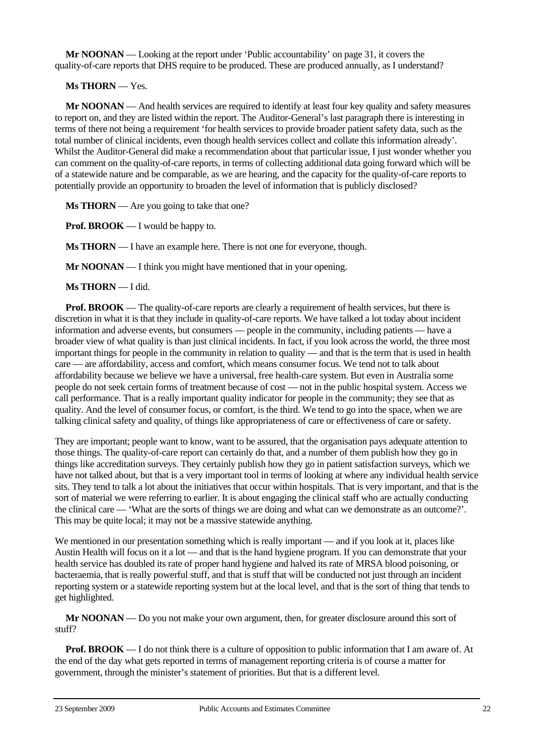**Mr NOONAN** — Looking at the report under 'Public accountability' on page 31, it covers the quality-of-care reports that DHS require to be produced. These are produced annually, as I understand?

**Ms THORN** — Yes.

**Mr NOONAN** — And health services are required to identify at least four key quality and safety measures to report on, and they are listed within the report. The Auditor-General's last paragraph there is interesting in terms of there not being a requirement 'for health services to provide broader patient safety data, such as the total number of clinical incidents, even though health services collect and collate this information already'. Whilst the Auditor-General did make a recommendation about that particular issue, I just wonder whether you can comment on the quality-of-care reports, in terms of collecting additional data going forward which will be of a statewide nature and be comparable, as we are hearing, and the capacity for the quality-of-care reports to potentially provide an opportunity to broaden the level of information that is publicly disclosed?

**Ms THORN** — Are you going to take that one?

**Prof. BROOK** — I would be happy to.

**Ms THORN** — I have an example here. There is not one for everyone, though.

**Mr NOONAN** — I think you might have mentioned that in your opening.

**Ms THORN** — I did.

**Prof. BROOK** — The quality-of-care reports are clearly a requirement of health services, but there is discretion in what it is that they include in quality-of-care reports. We have talked a lot today about incident information and adverse events, but consumers — people in the community, including patients — have a broader view of what quality is than just clinical incidents. In fact, if you look across the world, the three most important things for people in the community in relation to quality — and that is the term that is used in health care — are affordability, access and comfort, which means consumer focus. We tend not to talk about affordability because we believe we have a universal, free health-care system. But even in Australia some people do not seek certain forms of treatment because of cost — not in the public hospital system. Access we call performance. That is a really important quality indicator for people in the community; they see that as quality. And the level of consumer focus, or comfort, is the third. We tend to go into the space, when we are talking clinical safety and quality, of things like appropriateness of care or effectiveness of care or safety.

They are important; people want to know, want to be assured, that the organisation pays adequate attention to those things. The quality-of-care report can certainly do that, and a number of them publish how they go in things like accreditation surveys. They certainly publish how they go in patient satisfaction surveys, which we have not talked about, but that is a very important tool in terms of looking at where any individual health service sits. They tend to talk a lot about the initiatives that occur within hospitals. That is very important, and that is the sort of material we were referring to earlier. It is about engaging the clinical staff who are actually conducting the clinical care — 'What are the sorts of things we are doing and what can we demonstrate as an outcome?'. This may be quite local; it may not be a massive statewide anything.

We mentioned in our presentation something which is really important — and if you look at it, places like Austin Health will focus on it a lot — and that is the hand hygiene program. If you can demonstrate that your health service has doubled its rate of proper hand hygiene and halved its rate of MRSA blood poisoning, or bacteraemia, that is really powerful stuff, and that is stuff that will be conducted not just through an incident reporting system or a statewide reporting system but at the local level, and that is the sort of thing that tends to get highlighted.

**Mr NOONAN** — Do you not make your own argument, then, for greater disclosure around this sort of stuff?

**Prof. BROOK** — I do not think there is a culture of opposition to public information that I am aware of. At the end of the day what gets reported in terms of management reporting criteria is of course a matter for government, through the minister's statement of priorities. But that is a different level.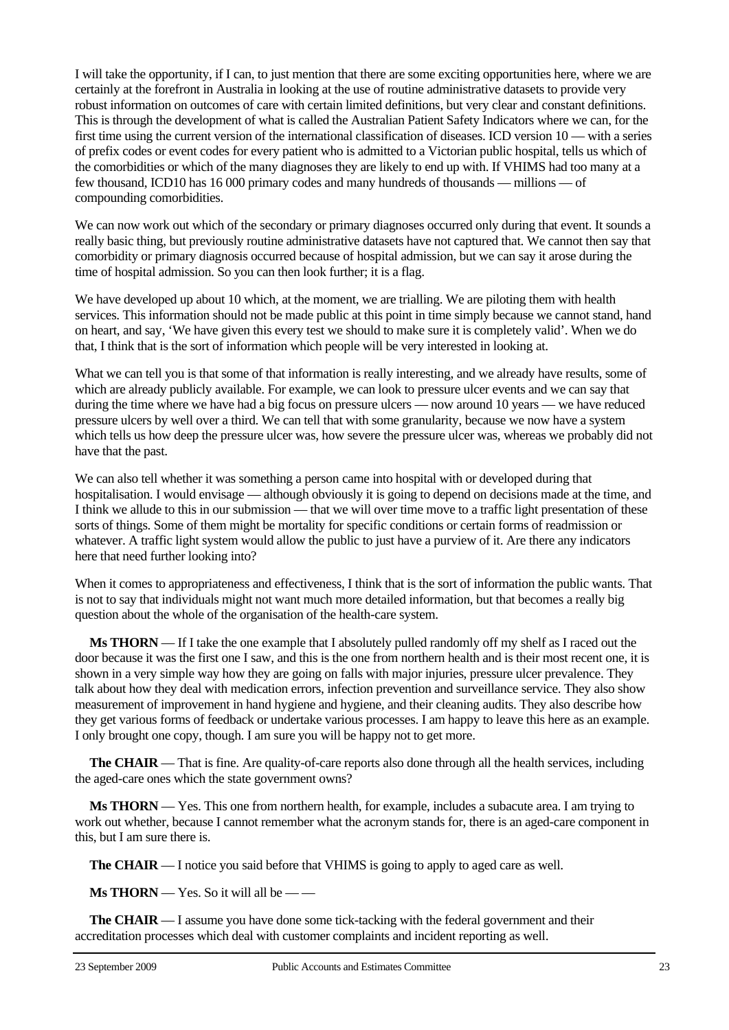I will take the opportunity, if I can, to just mention that there are some exciting opportunities here, where we are certainly at the forefront in Australia in looking at the use of routine administrative datasets to provide very robust information on outcomes of care with certain limited definitions, but very clear and constant definitions. This is through the development of what is called the Australian Patient Safety Indicators where we can, for the first time using the current version of the international classification of diseases. ICD version 10 — with a series of prefix codes or event codes for every patient who is admitted to a Victorian public hospital, tells us which of the comorbidities or which of the many diagnoses they are likely to end up with. If VHIMS had too many at a few thousand, ICD10 has 16 000 primary codes and many hundreds of thousands — millions — of compounding comorbidities.

We can now work out which of the secondary or primary diagnoses occurred only during that event. It sounds a really basic thing, but previously routine administrative datasets have not captured that. We cannot then say that comorbidity or primary diagnosis occurred because of hospital admission, but we can say it arose during the time of hospital admission. So you can then look further; it is a flag.

We have developed up about 10 which, at the moment, we are trialling. We are piloting them with health services. This information should not be made public at this point in time simply because we cannot stand, hand on heart, and say, 'We have given this every test we should to make sure it is completely valid'. When we do that, I think that is the sort of information which people will be very interested in looking at.

What we can tell you is that some of that information is really interesting, and we already have results, some of which are already publicly available. For example, we can look to pressure ulcer events and we can say that during the time where we have had a big focus on pressure ulcers — now around 10 years — we have reduced pressure ulcers by well over a third. We can tell that with some granularity, because we now have a system which tells us how deep the pressure ulcer was, how severe the pressure ulcer was, whereas we probably did not have that the past.

We can also tell whether it was something a person came into hospital with or developed during that hospitalisation. I would envisage — although obviously it is going to depend on decisions made at the time, and I think we allude to this in our submission — that we will over time move to a traffic light presentation of these sorts of things. Some of them might be mortality for specific conditions or certain forms of readmission or whatever. A traffic light system would allow the public to just have a purview of it. Are there any indicators here that need further looking into?

When it comes to appropriateness and effectiveness, I think that is the sort of information the public wants. That is not to say that individuals might not want much more detailed information, but that becomes a really big question about the whole of the organisation of the health-care system.

**Ms THORN** — If I take the one example that I absolutely pulled randomly off my shelf as I raced out the door because it was the first one I saw, and this is the one from northern health and is their most recent one, it is shown in a very simple way how they are going on falls with major injuries, pressure ulcer prevalence. They talk about how they deal with medication errors, infection prevention and surveillance service. They also show measurement of improvement in hand hygiene and hygiene, and their cleaning audits. They also describe how they get various forms of feedback or undertake various processes. I am happy to leave this here as an example. I only brought one copy, though. I am sure you will be happy not to get more.

**The CHAIR** — That is fine. Are quality-of-care reports also done through all the health services, including the aged-care ones which the state government owns?

**Ms THORN** — Yes. This one from northern health, for example, includes a subacute area. I am trying to work out whether, because I cannot remember what the acronym stands for, there is an aged-care component in this, but I am sure there is.

**The CHAIR** — I notice you said before that VHIMS is going to apply to aged care as well.

**Ms THORN** — Yes. So it will all be — —

**The CHAIR** — I assume you have done some tick-tacking with the federal government and their accreditation processes which deal with customer complaints and incident reporting as well.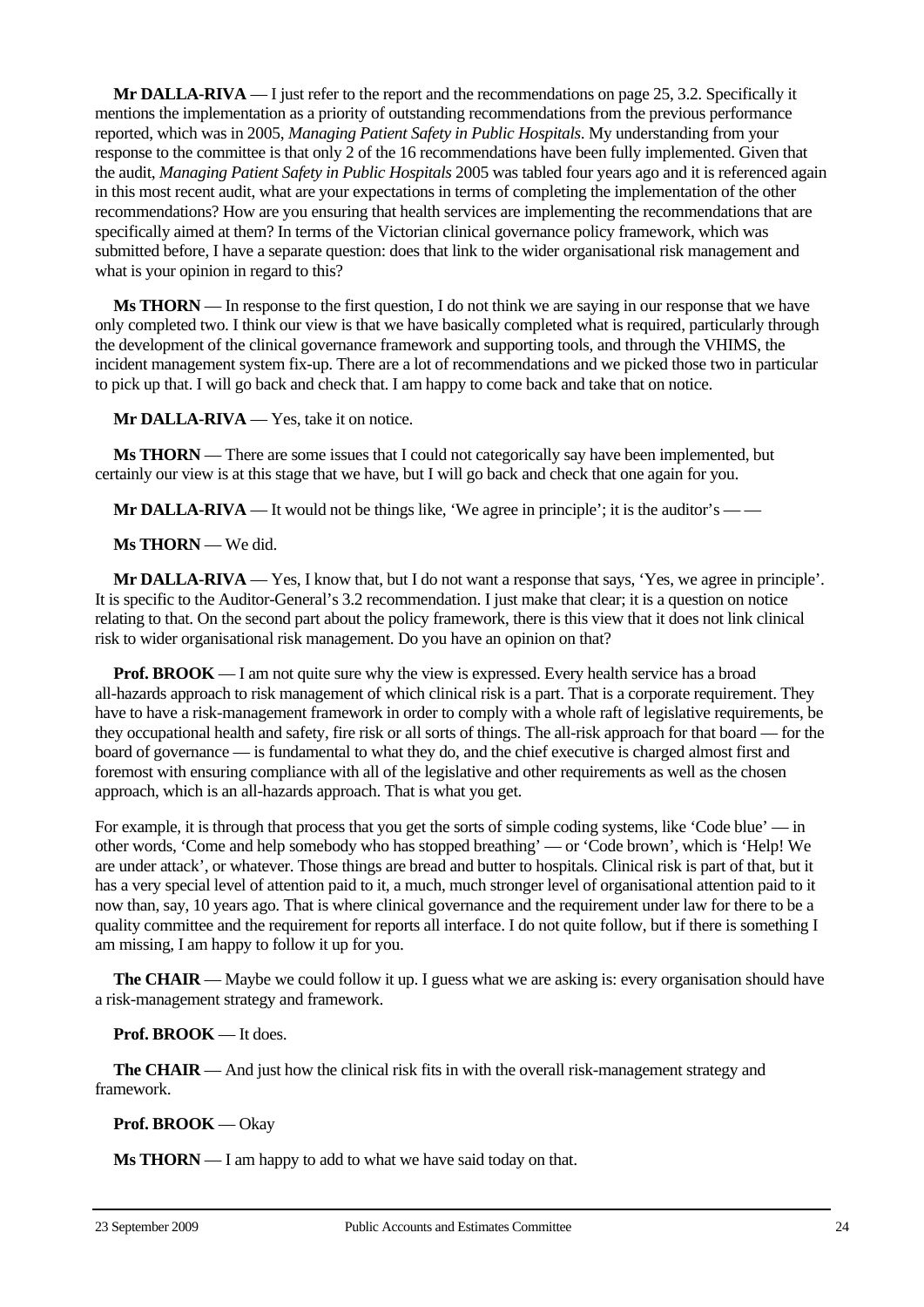**Mr DALLA-RIVA** — I just refer to the report and the recommendations on page 25, 3.2. Specifically it mentions the implementation as a priority of outstanding recommendations from the previous performance reported, which was in 2005, *Managing Patient Safety in Public Hospitals*. My understanding from your response to the committee is that only 2 of the 16 recommendations have been fully implemented. Given that the audit, *Managing Patient Safety in Public Hospitals* 2005 was tabled four years ago and it is referenced again in this most recent audit, what are your expectations in terms of completing the implementation of the other recommendations? How are you ensuring that health services are implementing the recommendations that are specifically aimed at them? In terms of the Victorian clinical governance policy framework, which was submitted before, I have a separate question: does that link to the wider organisational risk management and what is your opinion in regard to this?

**Ms THORN** — In response to the first question, I do not think we are saying in our response that we have only completed two. I think our view is that we have basically completed what is required, particularly through the development of the clinical governance framework and supporting tools, and through the VHIMS, the incident management system fix-up. There are a lot of recommendations and we picked those two in particular to pick up that. I will go back and check that. I am happy to come back and take that on notice.

**Mr DALLA-RIVA** — Yes, take it on notice.

**Ms THORN** — There are some issues that I could not categorically say have been implemented, but certainly our view is at this stage that we have, but I will go back and check that one again for you.

**Mr DALLA-RIVA** — It would not be things like, 'We agree in principle'; it is the auditor's — —

**Ms THORN** — We did.

**Mr DALLA-RIVA** — Yes, I know that, but I do not want a response that says, 'Yes, we agree in principle'. It is specific to the Auditor-General's 3.2 recommendation. I just make that clear; it is a question on notice relating to that. On the second part about the policy framework, there is this view that it does not link clinical risk to wider organisational risk management. Do you have an opinion on that?

**Prof. BROOK** — I am not quite sure why the view is expressed. Every health service has a broad all-hazards approach to risk management of which clinical risk is a part. That is a corporate requirement. They have to have a risk-management framework in order to comply with a whole raft of legislative requirements, be they occupational health and safety, fire risk or all sorts of things. The all-risk approach for that board — for the board of governance — is fundamental to what they do, and the chief executive is charged almost first and foremost with ensuring compliance with all of the legislative and other requirements as well as the chosen approach, which is an all-hazards approach. That is what you get.

For example, it is through that process that you get the sorts of simple coding systems, like 'Code blue' — in other words, 'Come and help somebody who has stopped breathing' — or 'Code brown', which is 'Help! We are under attack', or whatever. Those things are bread and butter to hospitals. Clinical risk is part of that, but it has a very special level of attention paid to it, a much, much stronger level of organisational attention paid to it now than, say, 10 years ago. That is where clinical governance and the requirement under law for there to be a quality committee and the requirement for reports all interface. I do not quite follow, but if there is something I am missing, I am happy to follow it up for you.

**The CHAIR** — Maybe we could follow it up. I guess what we are asking is: every organisation should have a risk-management strategy and framework.

**Prof. BROOK** — It does.

**The CHAIR** — And just how the clinical risk fits in with the overall risk-management strategy and framework.

**Prof. BROOK** — Okay

**Ms THORN** — I am happy to add to what we have said today on that.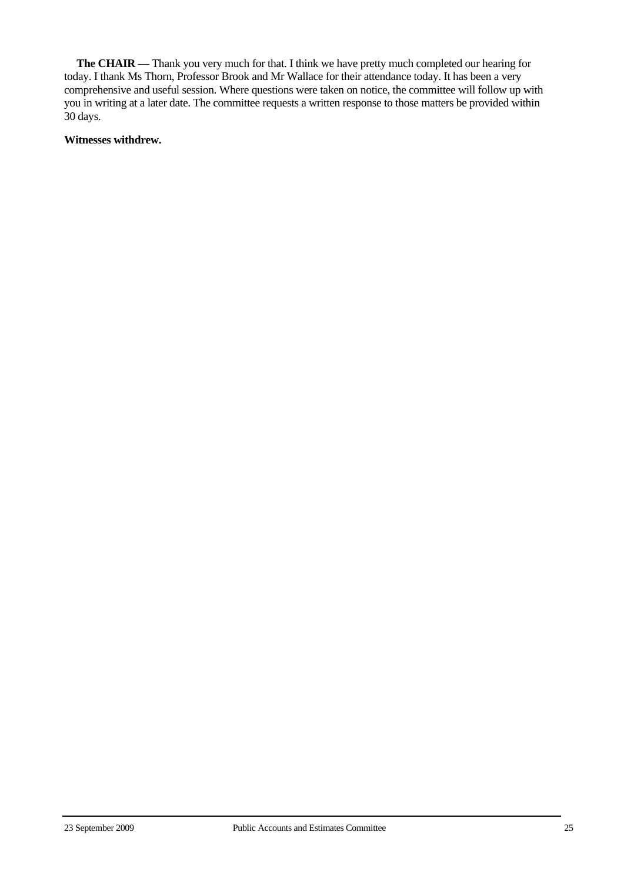**The CHAIR** — Thank you very much for that. I think we have pretty much completed our hearing for today. I thank Ms Thorn, Professor Brook and Mr Wallace for their attendance today. It has been a very comprehensive and useful session. Where questions were taken on notice, the committee will follow up with you in writing at a later date. The committee requests a written response to those matters be provided within 30 days.

**Witnesses withdrew.**